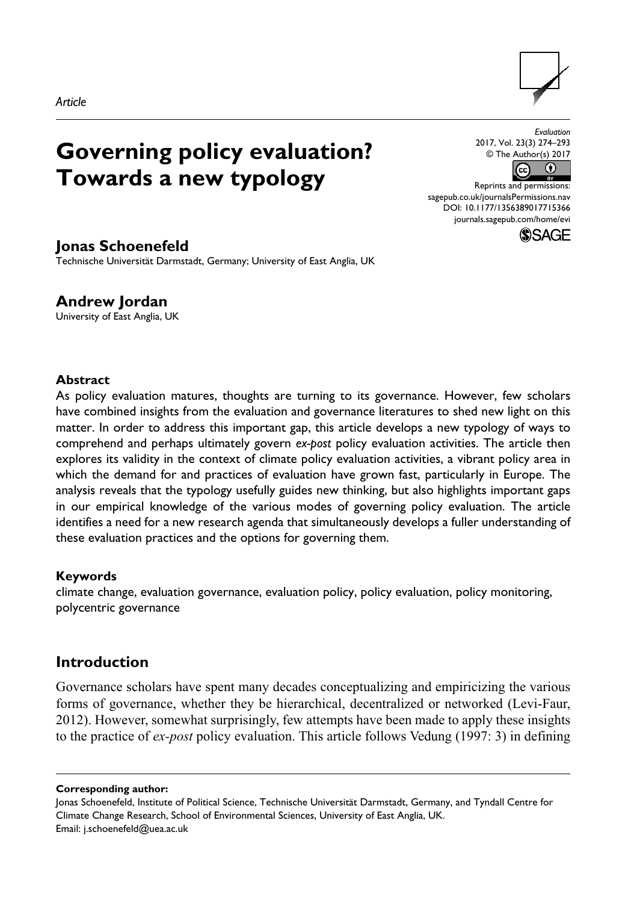*Article*

# Governing policy evaluation? Towards a new typology

Evaluation
2017, Vol. 23(3) 274–293
© The Author(s) 2017
Reprints and permissions:
sagepub.co.uk/journalsPermissions.nav
DOI: 10.1177/1356389017715366
journals.sagepub.com/home/evi

**Jonas Schoenefeld**
Technische Universität Darmstadt, Germany; University of East Anglia, UK

**Andrew Jordan**
University of East Anglia, UK

### Abstract

As policy evaluation matures, thoughts are turning to its governance. However, few scholars have combined insights from the evaluation and governance literatures to shed new light on this matter. In order to address this important gap, this article develops a new typology of ways to comprehend and perhaps ultimately govern *ex-post* policy evaluation activities. The article then explores its validity in the context of climate policy evaluation activities, a vibrant policy area in which the demand for and practices of evaluation have grown fast, particularly in Europe. The analysis reveals that the typology usefully guides new thinking, but also highlights important gaps in our empirical knowledge of the various modes of governing policy evaluation. The article identifies a need for a new research agenda that simultaneously develops a fuller understanding of these evaluation practices and the options for governing them.

### Keywords

climate change, evaluation governance, evaluation policy, policy evaluation, policy monitoring, polycentric governance

## Introduction

Governance scholars have spent many decades conceptualizing and empiricizing the various forms of governance, whether they be hierarchical, decentralized or networked (Levi-Faur, 2012). However, somewhat surprisingly, few attempts have been made to apply these insights to the practice of *ex-post* policy evaluation. This article follows Vedung (1997: 3) in defining

**Corresponding author:**
Jonas Schoenefeld, Institute of Political Science, Technische Universität Darmstadt, Germany, and Tyndall Centre for Climate Change Research, School of Environmental Sciences, University of East Anglia, UK.
Email: j.schoenefeld@uea.ac.uk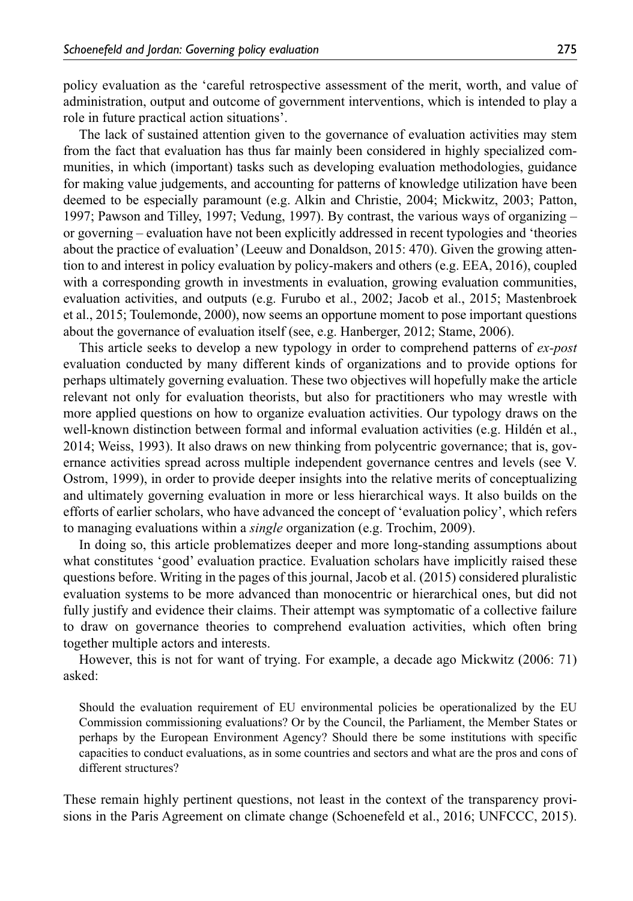policy evaluation as the 'careful retrospective assessment of the merit, worth, and value of administration, output and outcome of government interventions, which is intended to play a role in future practical action situations'.

The lack of sustained attention given to the governance of evaluation activities may stem from the fact that evaluation has thus far mainly been considered in highly specialized communities, in which (important) tasks such as developing evaluation methodologies, guidance for making value judgements, and accounting for patterns of knowledge utilization have been deemed to be especially paramount (e.g. Alkin and Christie, 2004; Mickwitz, 2003; Patton, 1997; Pawson and Tilley, 1997; Vedung, 1997). By contrast, the various ways of organizing – or governing – evaluation have not been explicitly addressed in recent typologies and 'theories about the practice of evaluation' (Leeuw and Donaldson, 2015: 470). Given the growing attention to and interest in policy evaluation by policy-makers and others (e.g. EEA, 2016), coupled with a corresponding growth in investments in evaluation, growing evaluation communities, evaluation activities, and outputs (e.g. Furubo et al., 2002; Jacob et al., 2015; Mastenbroek et al., 2015; Toulemonde, 2000), now seems an opportune moment to pose important questions about the governance of evaluation itself (see, e.g. Hanberger, 2012; Stame, 2006).

This article seeks to develop a new typology in order to comprehend patterns of *ex-post* evaluation conducted by many different kinds of organizations and to provide options for perhaps ultimately governing evaluation. These two objectives will hopefully make the article relevant not only for evaluation theorists, but also for practitioners who may wrestle with more applied questions on how to organize evaluation activities. Our typology draws on the well-known distinction between formal and informal evaluation activities (e.g. Hildén et al., 2014; Weiss, 1993). It also draws on new thinking from polycentric governance; that is, governance activities spread across multiple independent governance centres and levels (see V. Ostrom, 1999), in order to provide deeper insights into the relative merits of conceptualizing and ultimately governing evaluation in more or less hierarchical ways. It also builds on the efforts of earlier scholars, who have advanced the concept of 'evaluation policy', which refers to managing evaluations within a *single* organization (e.g. Trochim, 2009).

In doing so, this article problematizes deeper and more long-standing assumptions about what constitutes 'good' evaluation practice. Evaluation scholars have implicitly raised these questions before. Writing in the pages of this journal, Jacob et al. (2015) considered pluralistic evaluation systems to be more advanced than monocentric or hierarchical ones, but did not fully justify and evidence their claims. Their attempt was symptomatic of a collective failure to draw on governance theories to comprehend evaluation activities, which often bring together multiple actors and interests.

However, this is not for want of trying. For example, a decade ago Mickwitz (2006: 71) asked:

> Should the evaluation requirement of EU environmental policies be operationalized by the EU Commission commissioning evaluations? Or by the Council, the Parliament, the Member States or perhaps by the European Environment Agency? Should there be some institutions with specific capacities to conduct evaluations, as in some countries and sectors and what are the pros and cons of different structures?

These remain highly pertinent questions, not least in the context of the transparency provisions in the Paris Agreement on climate change (Schoenefeld et al., 2016; UNFCCC, 2015).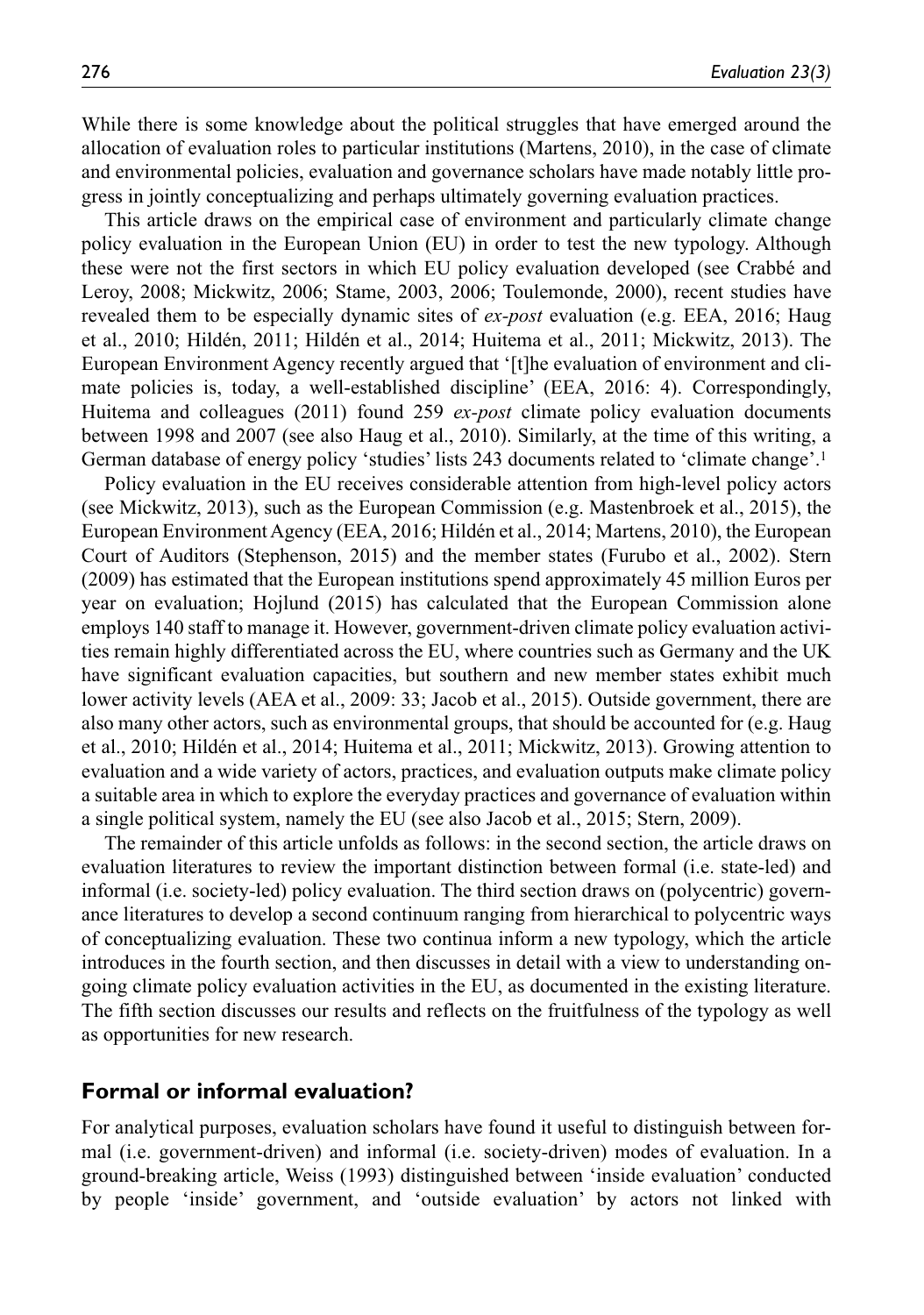While there is some knowledge about the political struggles that have emerged around the allocation of evaluation roles to particular institutions (Martens, 2010), in the case of climate and environmental policies, evaluation and governance scholars have made notably little progress in jointly conceptualizing and perhaps ultimately governing evaluation practices.

This article draws on the empirical case of environment and particularly climate change policy evaluation in the European Union (EU) in order to test the new typology. Although these were not the first sectors in which EU policy evaluation developed (see Crabbé and Leroy, 2008; Mickwitz, 2006; Stame, 2003, 2006; Toulemonde, 2000), recent studies have revealed them to be especially dynamic sites of *ex-post* evaluation (e.g. EEA, 2016; Haug et al., 2010; Hildén, 2011; Hildén et al., 2014; Huitema et al., 2011; Mickwitz, 2013). The European Environment Agency recently argued that '[t]he evaluation of environment and climate policies is, today, a well-established discipline' (EEA, 2016: 4). Correspondingly, Huitema and colleagues (2011) found 259 *ex-post* climate policy evaluation documents between 1998 and 2007 (see also Haug et al., 2010). Similarly, at the time of this writing, a German database of energy policy 'studies' lists 243 documents related to 'climate change'.[1]

Policy evaluation in the EU receives considerable attention from high-level policy actors (see Mickwitz, 2013), such as the European Commission (e.g. Mastenbroek et al., 2015), the European Environment Agency (EEA, 2016; Hildén et al., 2014; Martens, 2010), the European Court of Auditors (Stephenson, 2015) and the member states (Furubo et al., 2002). Stern (2009) has estimated that the European institutions spend approximately 45 million Euros per year on evaluation; Hojlund (2015) has calculated that the European Commission alone employs 140 staff to manage it. However, government-driven climate policy evaluation activities remain highly differentiated across the EU, where countries such as Germany and the UK have significant evaluation capacities, but southern and new member states exhibit much lower activity levels (AEA et al., 2009: 33; Jacob et al., 2015). Outside government, there are also many other actors, such as environmental groups, that should be accounted for (e.g. Haug et al., 2010; Hildén et al., 2014; Huitema et al., 2011; Mickwitz, 2013). Growing attention to evaluation and a wide variety of actors, practices, and evaluation outputs make climate policy a suitable area in which to explore the everyday practices and governance of evaluation within a single political system, namely the EU (see also Jacob et al., 2015; Stern, 2009).

The remainder of this article unfolds as follows: in the second section, the article draws on evaluation literatures to review the important distinction between formal (i.e. state-led) and informal (i.e. society-led) policy evaluation. The third section draws on (polycentric) governance literatures to develop a second continuum ranging from hierarchical to polycentric ways of conceptualizing evaluation. These two continua inform a new typology, which the article introduces in the fourth section, and then discusses in detail with a view to understanding ongoing climate policy evaluation activities in the EU, as documented in the existing literature. The fifth section discusses our results and reflects on the fruitfulness of the typology as well as opportunities for new research.

## Formal or informal evaluation?

For analytical purposes, evaluation scholars have found it useful to distinguish between formal (i.e. government-driven) and informal (i.e. society-driven) modes of evaluation. In a ground-breaking article, Weiss (1993) distinguished between 'inside evaluation' conducted by people 'inside' government, and 'outside evaluation' by actors not linked with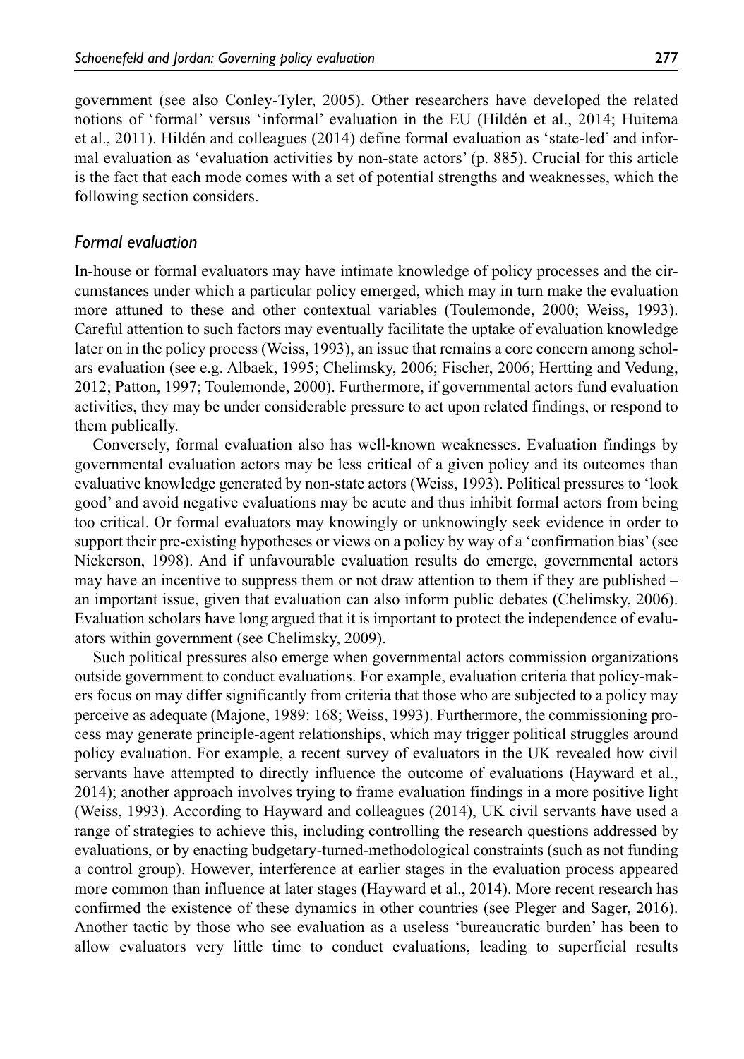government (see also Conley-Tyler, 2005). Other researchers have developed the related notions of 'formal' versus 'informal' evaluation in the EU (Hildén et al., 2014; Huitema et al., 2011). Hildén and colleagues (2014) define formal evaluation as 'state-led' and informal evaluation as 'evaluation activities by non-state actors' (p. 885). Crucial for this article is the fact that each mode comes with a set of potential strengths and weaknesses, which the following section considers.

### *Formal evaluation*

In-house or formal evaluators may have intimate knowledge of policy processes and the circumstances under which a particular policy emerged, which may in turn make the evaluation more attuned to these and other contextual variables (Toulemonde, 2000; Weiss, 1993). Careful attention to such factors may eventually facilitate the uptake of evaluation knowledge later on in the policy process (Weiss, 1993), an issue that remains a core concern among scholars evaluation (see e.g. Albaek, 1995; Chelimsky, 2006; Fischer, 2006; Hertting and Vedung, 2012; Patton, 1997; Toulemonde, 2000). Furthermore, if governmental actors fund evaluation activities, they may be under considerable pressure to act upon related findings, or respond to them publically.

Conversely, formal evaluation also has well-known weaknesses. Evaluation findings by governmental evaluation actors may be less critical of a given policy and its outcomes than evaluative knowledge generated by non-state actors (Weiss, 1993). Political pressures to 'look good' and avoid negative evaluations may be acute and thus inhibit formal actors from being too critical. Or formal evaluators may knowingly or unknowingly seek evidence in order to support their pre-existing hypotheses or views on a policy by way of a 'confirmation bias' (see Nickerson, 1998). And if unfavourable evaluation results do emerge, governmental actors may have an incentive to suppress them or not draw attention to them if they are published – an important issue, given that evaluation can also inform public debates (Chelimsky, 2006). Evaluation scholars have long argued that it is important to protect the independence of evaluators within government (see Chelimsky, 2009).

Such political pressures also emerge when governmental actors commission organizations outside government to conduct evaluations. For example, evaluation criteria that policy-makers focus on may differ significantly from criteria that those who are subjected to a policy may perceive as adequate (Majone, 1989: 168; Weiss, 1993). Furthermore, the commissioning process may generate principle-agent relationships, which may trigger political struggles around policy evaluation. For example, a recent survey of evaluators in the UK revealed how civil servants have attempted to directly influence the outcome of evaluations (Hayward et al., 2014); another approach involves trying to frame evaluation findings in a more positive light (Weiss, 1993). According to Hayward and colleagues (2014), UK civil servants have used a range of strategies to achieve this, including controlling the research questions addressed by evaluations, or by enacting budgetary-turned-methodological constraints (such as not funding a control group). However, interference at earlier stages in the evaluation process appeared more common than influence at later stages (Hayward et al., 2014). More recent research has confirmed the existence of these dynamics in other countries (see Pleger and Sager, 2016). Another tactic by those who see evaluation as a useless 'bureaucratic burden' has been to allow evaluators very little time to conduct evaluations, leading to superficial results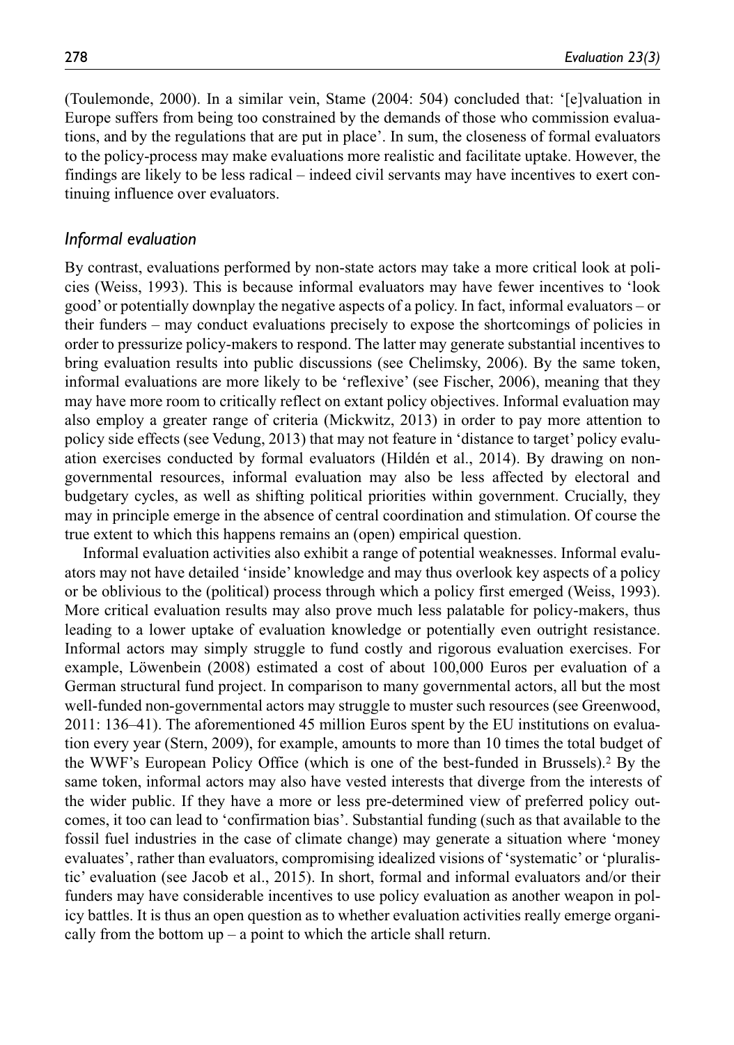(Toulemonde, 2000). In a similar vein, Stame (2004: 504) concluded that: '[e]valuation in Europe suffers from being too constrained by the demands of those who commission evaluations, and by the regulations that are put in place'. In sum, the closeness of formal evaluators to the policy-process may make evaluations more realistic and facilitate uptake. However, the findings are likely to be less radical – indeed civil servants may have incentives to exert continuing influence over evaluators.

### *Informal evaluation*

By contrast, evaluations performed by non-state actors may take a more critical look at policies (Weiss, 1993). This is because informal evaluators may have fewer incentives to 'look good' or potentially downplay the negative aspects of a policy. In fact, informal evaluators – or their funders – may conduct evaluations precisely to expose the shortcomings of policies in order to pressurize policy-makers to respond. The latter may generate substantial incentives to bring evaluation results into public discussions (see Chelimsky, 2006). By the same token, informal evaluations are more likely to be 'reflexive' (see Fischer, 2006), meaning that they may have more room to critically reflect on extant policy objectives. Informal evaluation may also employ a greater range of criteria (Mickwitz, 2013) in order to pay more attention to policy side effects (see Vedung, 2013) that may not feature in 'distance to target' policy evaluation exercises conducted by formal evaluators (Hildén et al., 2014). By drawing on non-governmental resources, informal evaluation may also be less affected by electoral and budgetary cycles, as well as shifting political priorities within government. Crucially, they may in principle emerge in the absence of central coordination and stimulation. Of course the true extent to which this happens remains an (open) empirical question.

Informal evaluation activities also exhibit a range of potential weaknesses. Informal evaluators may not have detailed 'inside' knowledge and may thus overlook key aspects of a policy or be oblivious to the (political) process through which a policy first emerged (Weiss, 1993). More critical evaluation results may also prove much less palatable for policy-makers, thus leading to a lower uptake of evaluation knowledge or potentially even outright resistance. Informal actors may simply struggle to fund costly and rigorous evaluation exercises. For example, Löwenbein (2008) estimated a cost of about 100,000 Euros per evaluation of a German structural fund project. In comparison to many governmental actors, all but the most well-funded non-governmental actors may struggle to muster such resources (see Greenwood, 2011: 136–41). The aforementioned 45 million Euros spent by the EU institutions on evaluation every year (Stern, 2009), for example, amounts to more than 10 times the total budget of the WWF's European Policy Office (which is one of the best-funded in Brussels).[2] By the same token, informal actors may also have vested interests that diverge from the interests of the wider public. If they have a more or less pre-determined view of preferred policy outcomes, it too can lead to 'confirmation bias'. Substantial funding (such as that available to the fossil fuel industries in the case of climate change) may generate a situation where 'money evaluates', rather than evaluators, compromising idealized visions of 'systematic' or 'pluralistic' evaluation (see Jacob et al., 2015). In short, formal and informal evaluators and/or their funders may have considerable incentives to use policy evaluation as another weapon in policy battles. It is thus an open question as to whether evaluation activities really emerge organically from the bottom up – a point to which the article shall return.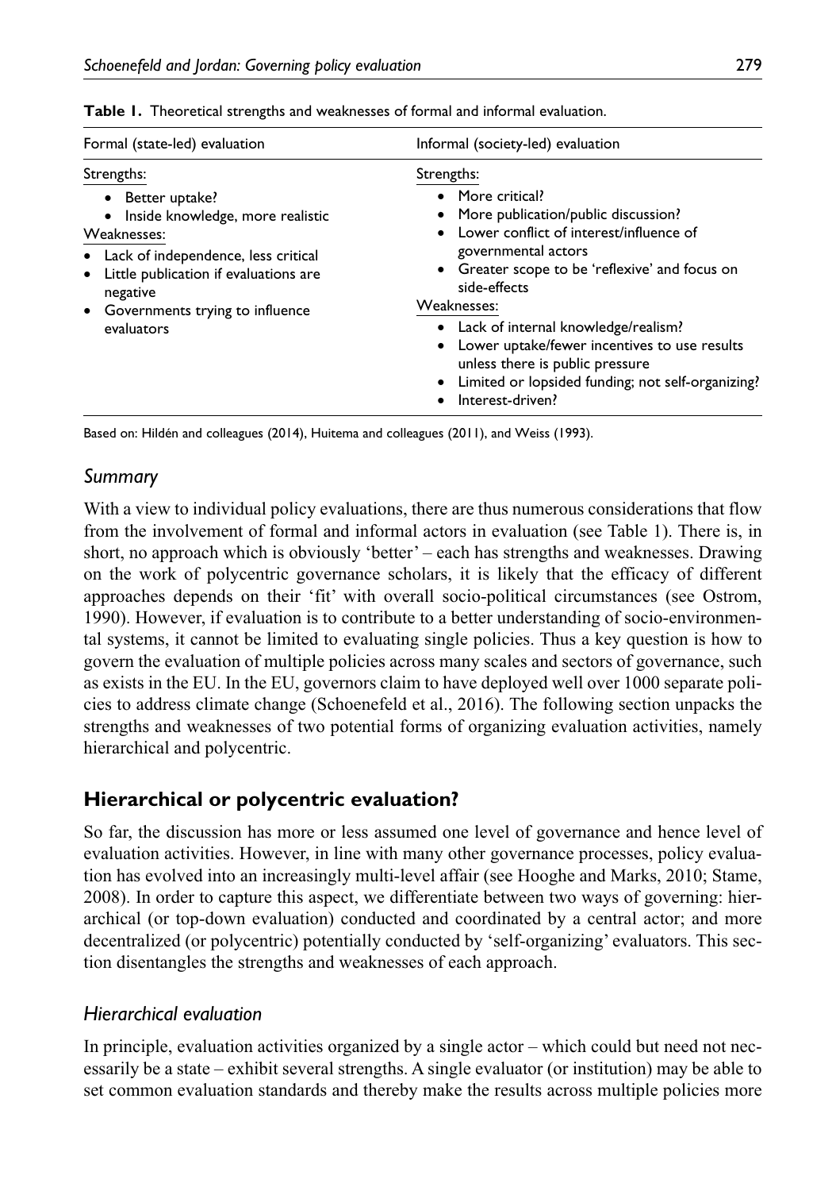**Table 1.** Theoretical strengths and weaknesses of formal and informal evaluation.

| Formal (state-led) evaluation | Informal (society-led) evaluation |
|---|---|
| Strengths:<br>• Better uptake?<br>• Inside knowledge, more realistic<br>Weaknesses:<br>• Lack of independence, less critical<br>• Little publication if evaluations are negative<br>• Governments trying to influence evaluators | Strengths:<br>• More critical?<br>• More publication/public discussion?<br>• Lower conflict of interest/influence of governmental actors<br>• Greater scope to be 'reflexive' and focus on side-effects<br>Weaknesses:<br>• Lack of internal knowledge/realism?<br>• Lower uptake/fewer incentives to use results unless there is public pressure<br>• Limited or lopsided funding; not self-organizing?<br>• Interest-driven? |

Based on: Hildén and colleagues (2014), Huitema and colleagues (2011), and Weiss (1993).

### *Summary*

With a view to individual policy evaluations, there are thus numerous considerations that flow from the involvement of formal and informal actors in evaluation (see Table 1). There is, in short, no approach which is obviously 'better' – each has strengths and weaknesses. Drawing on the work of polycentric governance scholars, it is likely that the efficacy of different approaches depends on their 'fit' with overall socio-political circumstances (see Ostrom, 1990). However, if evaluation is to contribute to a better understanding of socio-environmental systems, it cannot be limited to evaluating single policies. Thus a key question is how to govern the evaluation of multiple policies across many scales and sectors of governance, such as exists in the EU. In the EU, governors claim to have deployed well over 1000 separate policies to address climate change (Schoenefeld et al., 2016). The following section unpacks the strengths and weaknesses of two potential forms of organizing evaluation activities, namely hierarchical and polycentric.

## Hierarchical or polycentric evaluation?

So far, the discussion has more or less assumed one level of governance and hence level of evaluation activities. However, in line with many other governance processes, policy evaluation has evolved into an increasingly multi-level affair (see Hooghe and Marks, 2010; Stame, 2008). In order to capture this aspect, we differentiate between two ways of governing: hierarchical (or top-down evaluation) conducted and coordinated by a central actor; and more decentralized (or polycentric) potentially conducted by 'self-organizing' evaluators. This section disentangles the strengths and weaknesses of each approach.

### *Hierarchical evaluation*

In principle, evaluation activities organized by a single actor – which could but need not necessarily be a state – exhibit several strengths. A single evaluator (or institution) may be able to set common evaluation standards and thereby make the results across multiple policies more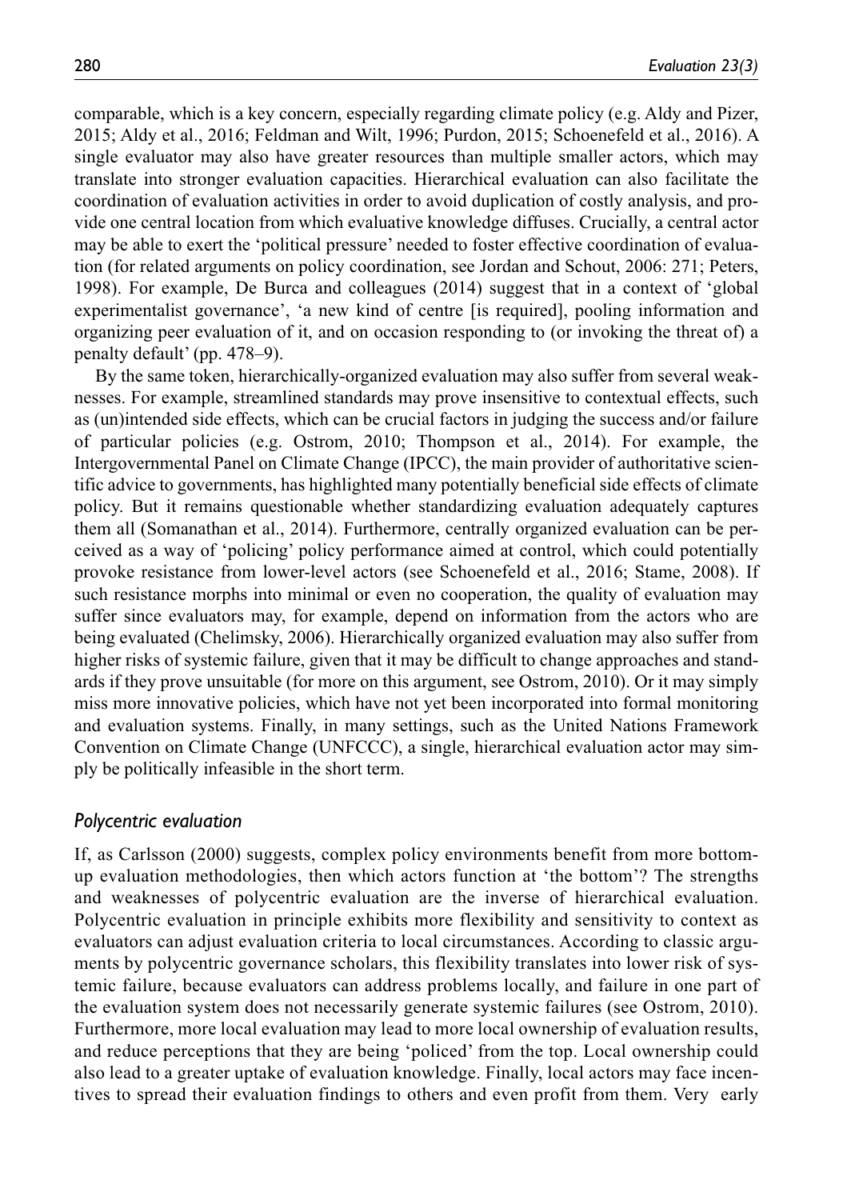comparable, which is a key concern, especially regarding climate policy (e.g. Aldy and Pizer, 2015; Aldy et al., 2016; Feldman and Wilt, 1996; Purdon, 2015; Schoenefeld et al., 2016). A single evaluator may also have greater resources than multiple smaller actors, which may translate into stronger evaluation capacities. Hierarchical evaluation can also facilitate the coordination of evaluation activities in order to avoid duplication of costly analysis, and provide one central location from which evaluative knowledge diffuses. Crucially, a central actor may be able to exert the 'political pressure' needed to foster effective coordination of evaluation (for related arguments on policy coordination, see Jordan and Schout, 2006: 271; Peters, 1998). For example, De Burca and colleagues (2014) suggest that in a context of 'global experimentalist governance', 'a new kind of centre [is required], pooling information and organizing peer evaluation of it, and on occasion responding to (or invoking the threat of) a penalty default' (pp. 478–9).

By the same token, hierarchically-organized evaluation may also suffer from several weaknesses. For example, streamlined standards may prove insensitive to contextual effects, such as (un)intended side effects, which can be crucial factors in judging the success and/or failure of particular policies (e.g. Ostrom, 2010; Thompson et al., 2014). For example, the Intergovernmental Panel on Climate Change (IPCC), the main provider of authoritative scientific advice to governments, has highlighted many potentially beneficial side effects of climate policy. But it remains questionable whether standardizing evaluation adequately captures them all (Somanathan et al., 2014). Furthermore, centrally organized evaluation can be perceived as a way of 'policing' policy performance aimed at control, which could potentially provoke resistance from lower-level actors (see Schoenefeld et al., 2016; Stame, 2008). If such resistance morphs into minimal or even no cooperation, the quality of evaluation may suffer since evaluators may, for example, depend on information from the actors who are being evaluated (Chelimsky, 2006). Hierarchically organized evaluation may also suffer from higher risks of systemic failure, given that it may be difficult to change approaches and standards if they prove unsuitable (for more on this argument, see Ostrom, 2010). Or it may simply miss more innovative policies, which have not yet been incorporated into formal monitoring and evaluation systems. Finally, in many settings, such as the United Nations Framework Convention on Climate Change (UNFCCC), a single, hierarchical evaluation actor may simply be politically infeasible in the short term.

### *Polycentric evaluation*

If, as Carlsson (2000) suggests, complex policy environments benefit from more bottom-up evaluation methodologies, then which actors function at 'the bottom'? The strengths and weaknesses of polycentric evaluation are the inverse of hierarchical evaluation. Polycentric evaluation in principle exhibits more flexibility and sensitivity to context as evaluators can adjust evaluation criteria to local circumstances. According to classic arguments by polycentric governance scholars, this flexibility translates into lower risk of systemic failure, because evaluators can address problems locally, and failure in one part of the evaluation system does not necessarily generate systemic failures (see Ostrom, 2010). Furthermore, more local evaluation may lead to more local ownership of evaluation results, and reduce perceptions that they are being 'policed' from the top. Local ownership could also lead to a greater uptake of evaluation knowledge. Finally, local actors may face incentives to spread their evaluation findings to others and even profit from them. Very early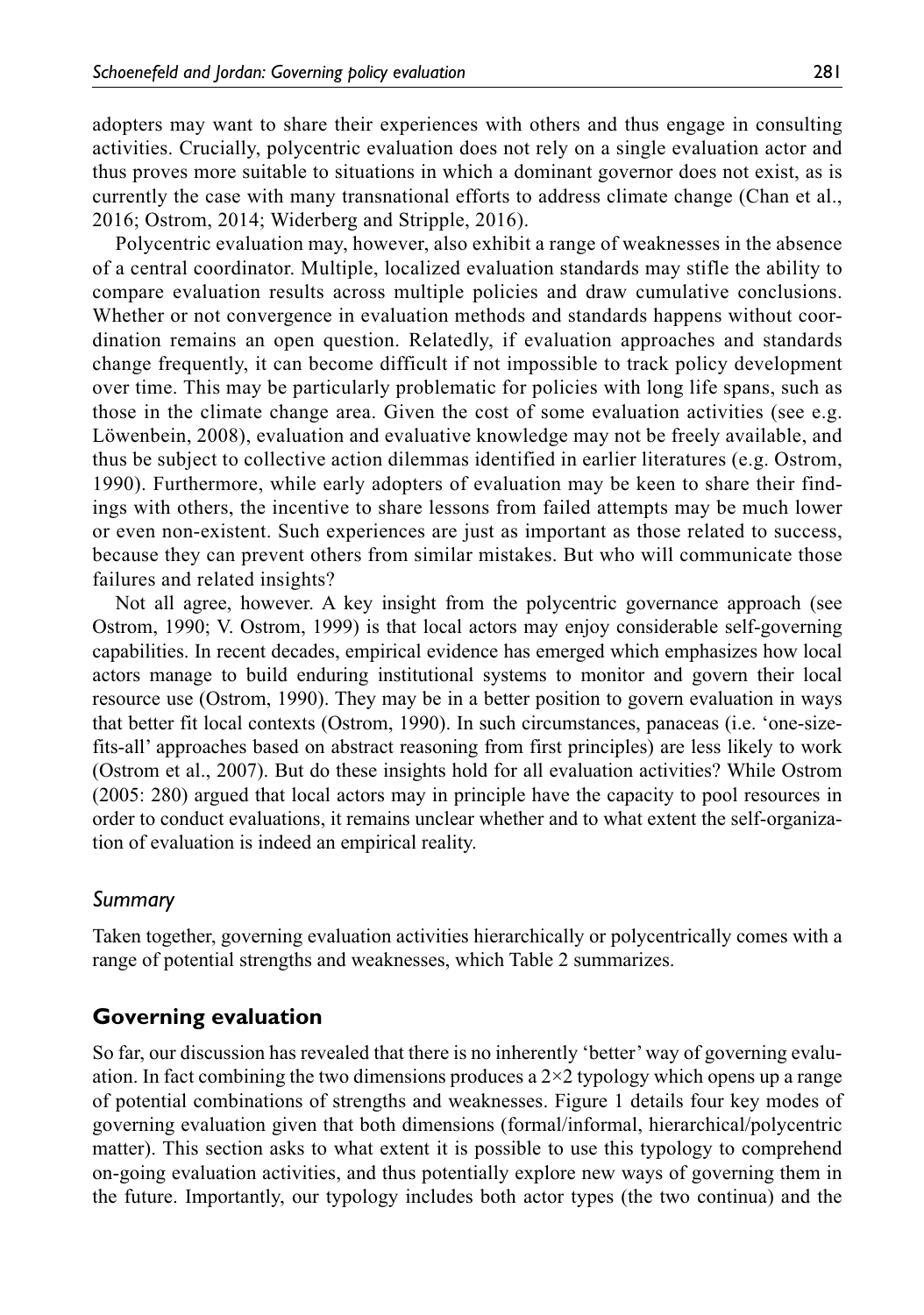adopters may want to share their experiences with others and thus engage in consulting activities. Crucially, polycentric evaluation does not rely on a single evaluation actor and thus proves more suitable to situations in which a dominant governor does not exist, as is currently the case with many transnational efforts to address climate change (Chan et al., 2016; Ostrom, 2014; Widerberg and Stripple, 2016).

Polycentric evaluation may, however, also exhibit a range of weaknesses in the absence of a central coordinator. Multiple, localized evaluation standards may stifle the ability to compare evaluation results across multiple policies and draw cumulative conclusions. Whether or not convergence in evaluation methods and standards happens without coordination remains an open question. Relatedly, if evaluation approaches and standards change frequently, it can become difficult if not impossible to track policy development over time. This may be particularly problematic for policies with long life spans, such as those in the climate change area. Given the cost of some evaluation activities (see e.g. Löwenbein, 2008), evaluation and evaluative knowledge may not be freely available, and thus be subject to collective action dilemmas identified in earlier literatures (e.g. Ostrom, 1990). Furthermore, while early adopters of evaluation may be keen to share their findings with others, the incentive to share lessons from failed attempts may be much lower or even non-existent. Such experiences are just as important as those related to success, because they can prevent others from similar mistakes. But who will communicate those failures and related insights?

Not all agree, however. A key insight from the polycentric governance approach (see Ostrom, 1990; V. Ostrom, 1999) is that local actors may enjoy considerable self-governing capabilities. In recent decades, empirical evidence has emerged which emphasizes how local actors manage to build enduring institutional systems to monitor and govern their local resource use (Ostrom, 1990). They may be in a better position to govern evaluation in ways that better fit local contexts (Ostrom, 1990). In such circumstances, panaceas (i.e. 'one-size-fits-all' approaches based on abstract reasoning from first principles) are less likely to work (Ostrom et al., 2007). But do these insights hold for all evaluation activities? While Ostrom (2005: 280) argued that local actors may in principle have the capacity to pool resources in order to conduct evaluations, it remains unclear whether and to what extent the self-organization of evaluation is indeed an empirical reality.

### *Summary*

Taken together, governing evaluation activities hierarchically or polycentrically comes with a range of potential strengths and weaknesses, which Table 2 summarizes.

## Governing evaluation

So far, our discussion has revealed that there is no inherently 'better' way of governing evaluation. In fact combining the two dimensions produces a 2×2 typology which opens up a range of potential combinations of strengths and weaknesses. Figure 1 details four key modes of governing evaluation given that both dimensions (formal/informal, hierarchical/polycentric matter). This section asks to what extent it is possible to use this typology to comprehend on-going evaluation activities, and thus potentially explore new ways of governing them in the future. Importantly, our typology includes both actor types (the two continua) and the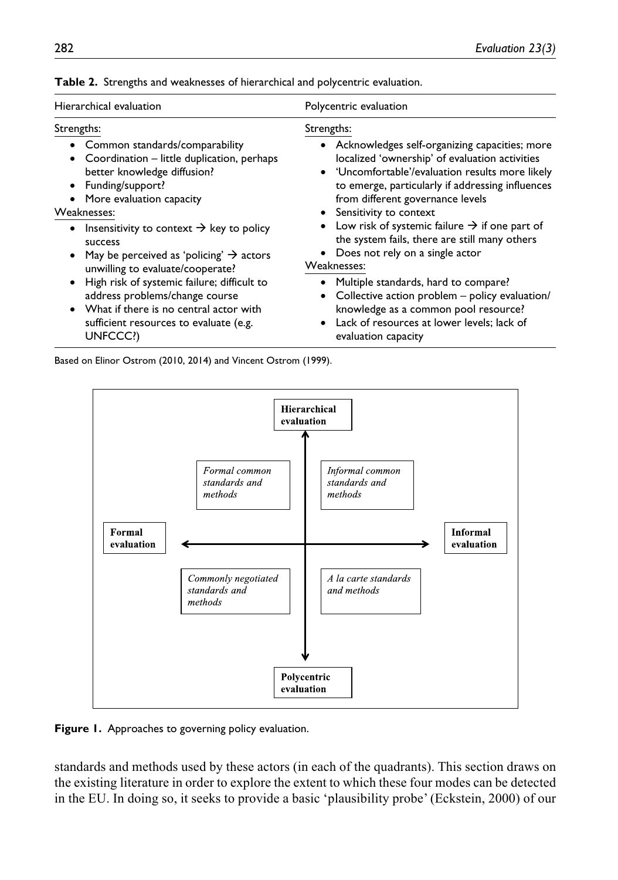**Table 2.** Strengths and weaknesses of hierarchical and polycentric evaluation.

| Hierarchical evaluation | Polycentric evaluation |
|---|---|
| Strengths:<br>• Common standards/comparability<br>• Coordination – little duplication, perhaps better knowledge diffusion?<br>• Funding/support?<br>• More evaluation capacity | Strengths:<br>• Acknowledges self-organizing capacities; more localized 'ownership' of evaluation activities<br>• 'Uncomfortable'/evaluation results more likely to emerge, particularly if addressing influences from different governance levels<br>• Sensitivity to context<br>• Low risk of systemic failure → if one part of the system fails, there are still many others<br>• Does not rely on a single actor |
| Weaknesses:<br>• Insensitivity to context → key to policy success<br>• May be perceived as 'policing' → actors unwilling to evaluate/cooperate?<br>• High risk of systemic failure; difficult to address problems/change course<br>• What if there is no central actor with sufficient resources to evaluate (e.g. UNFCCC?) | Weaknesses:<br>• Multiple standards, hard to compare?<br>• Collective action problem – policy evaluation/knowledge as a common pool resource?<br>• Lack of resources at lower levels; lack of evaluation capacity |

Based on Elinor Ostrom (2010, 2014) and Vincent Ostrom (1999).

**Figure 1.** Approaches to governing policy evaluation.

standards and methods used by these actors (in each of the quadrants). This section draws on the existing literature in order to explore the extent to which these four modes can be detected in the EU. In doing so, it seeks to provide a basic 'plausibility probe' (Eckstein, 2000) of our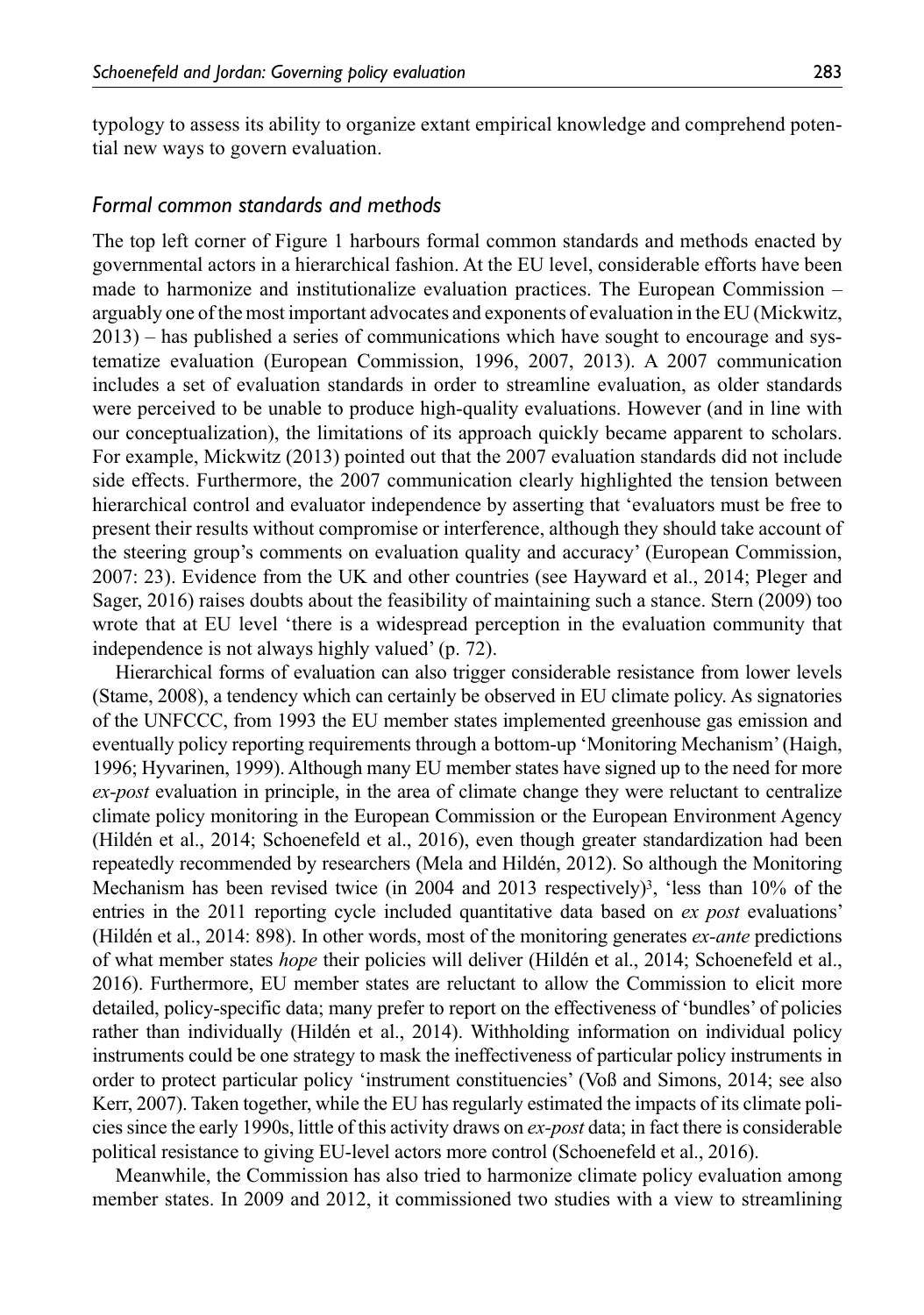typology to assess its ability to organize extant empirical knowledge and comprehend potential new ways to govern evaluation.

### *Formal common standards and methods*

The top left corner of Figure 1 harbours formal common standards and methods enacted by governmental actors in a hierarchical fashion. At the EU level, considerable efforts have been made to harmonize and institutionalize evaluation practices. The European Commission – arguably one of the most important advocates and exponents of evaluation in the EU (Mickwitz, 2013) – has published a series of communications which have sought to encourage and systematize evaluation (European Commission, 1996, 2007, 2013). A 2007 communication includes a set of evaluation standards in order to streamline evaluation, as older standards were perceived to be unable to produce high-quality evaluations. However (and in line with our conceptualization), the limitations of its approach quickly became apparent to scholars. For example, Mickwitz (2013) pointed out that the 2007 evaluation standards did not include side effects. Furthermore, the 2007 communication clearly highlighted the tension between hierarchical control and evaluator independence by asserting that 'evaluators must be free to present their results without compromise or interference, although they should take account of the steering group's comments on evaluation quality and accuracy' (European Commission, 2007: 23). Evidence from the UK and other countries (see Hayward et al., 2014; Pleger and Sager, 2016) raises doubts about the feasibility of maintaining such a stance. Stern (2009) too wrote that at EU level 'there is a widespread perception in the evaluation community that independence is not always highly valued' (p. 72).

Hierarchical forms of evaluation can also trigger considerable resistance from lower levels (Stame, 2008), a tendency which can certainly be observed in EU climate policy. As signatories of the UNFCCC, from 1993 the EU member states implemented greenhouse gas emission and eventually policy reporting requirements through a bottom-up 'Monitoring Mechanism' (Haigh, 1996; Hyvarinen, 1999). Although many EU member states have signed up to the need for more *ex-post* evaluation in principle, in the area of climate change they were reluctant to centralize climate policy monitoring in the European Commission or the European Environment Agency (Hildén et al., 2014; Schoenefeld et al., 2016), even though greater standardization had been repeatedly recommended by researchers (Mela and Hildén, 2012). So although the Monitoring Mechanism has been revised twice (in 2004 and 2013 respectively)[3], 'less than 10% of the entries in the 2011 reporting cycle included quantitative data based on *ex post* evaluations' (Hildén et al., 2014: 898). In other words, most of the monitoring generates *ex-ante* predictions of what member states *hope* their policies will deliver (Hildén et al., 2014; Schoenefeld et al., 2016). Furthermore, EU member states are reluctant to allow the Commission to elicit more detailed, policy-specific data; many prefer to report on the effectiveness of 'bundles' of policies rather than individually (Hildén et al., 2014). Withholding information on individual policy instruments could be one strategy to mask the ineffectiveness of particular policy instruments in order to protect particular policy 'instrument constituencies' (Voß and Simons, 2014; see also Kerr, 2007). Taken together, while the EU has regularly estimated the impacts of its climate policies since the early 1990s, little of this activity draws on *ex-post* data; in fact there is considerable political resistance to giving EU-level actors more control (Schoenefeld et al., 2016).

Meanwhile, the Commission has also tried to harmonize climate policy evaluation among member states. In 2009 and 2012, it commissioned two studies with a view to streamlining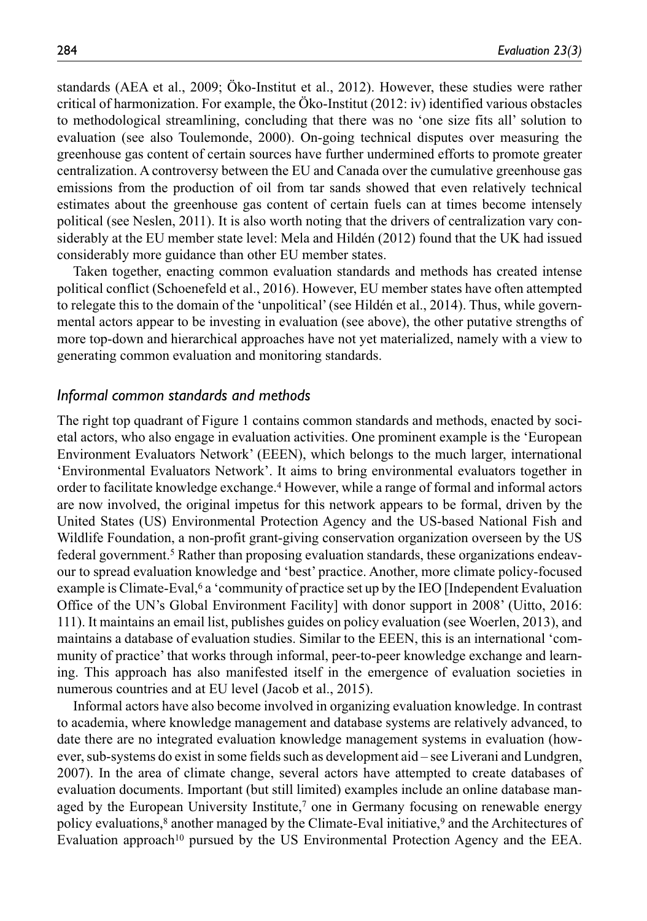standards (AEA et al., 2009; Öko-Institut et al., 2012). However, these studies were rather critical of harmonization. For example, the Öko-Institut (2012: iv) identified various obstacles to methodological streamlining, concluding that there was no 'one size fits all' solution to evaluation (see also Toulemonde, 2000). On-going technical disputes over measuring the greenhouse gas content of certain sources have further undermined efforts to promote greater centralization. A controversy between the EU and Canada over the cumulative greenhouse gas emissions from the production of oil from tar sands showed that even relatively technical estimates about the greenhouse gas content of certain fuels can at times become intensely political (see Neslen, 2011). It is also worth noting that the drivers of centralization vary considerably at the EU member state level: Mela and Hildén (2012) found that the UK had issued considerably more guidance than other EU member states.

Taken together, enacting common evaluation standards and methods has created intense political conflict (Schoenefeld et al., 2016). However, EU member states have often attempted to relegate this to the domain of the 'unpolitical' (see Hildén et al., 2014). Thus, while governmental actors appear to be investing in evaluation (see above), the other putative strengths of more top-down and hierarchical approaches have not yet materialized, namely with a view to generating common evaluation and monitoring standards.

### *Informal common standards and methods*

The right top quadrant of Figure 1 contains common standards and methods, enacted by societal actors, who also engage in evaluation activities. One prominent example is the 'European Environment Evaluators Network' (EEEN), which belongs to the much larger, international 'Environmental Evaluators Network'. It aims to bring environmental evaluators together in order to facilitate knowledge exchange.[4] However, while a range of formal and informal actors are now involved, the original impetus for this network appears to be formal, driven by the United States (US) Environmental Protection Agency and the US-based National Fish and Wildlife Foundation, a non-profit grant-giving conservation organization overseen by the US federal government.[5] Rather than proposing evaluation standards, these organizations endeavour to spread evaluation knowledge and 'best' practice. Another, more climate policy-focused example is Climate-Eval,[6] a 'community of practice set up by the IEO [Independent Evaluation Office of the UN's Global Environment Facility] with donor support in 2008' (Uitto, 2016: 111). It maintains an email list, publishes guides on policy evaluation (see Woerlen, 2013), and maintains a database of evaluation studies. Similar to the EEEN, this is an international 'community of practice' that works through informal, peer-to-peer knowledge exchange and learning. This approach has also manifested itself in the emergence of evaluation societies in numerous countries and at EU level (Jacob et al., 2015).

Informal actors have also become involved in organizing evaluation knowledge. In contrast to academia, where knowledge management and database systems are relatively advanced, to date there are no integrated evaluation knowledge management systems in evaluation (however, sub-systems do exist in some fields such as development aid – see Liverani and Lundgren, 2007). In the area of climate change, several actors have attempted to create databases of evaluation documents. Important (but still limited) examples include an online database managed by the European University Institute,[7] one in Germany focusing on renewable energy policy evaluations,[8] another managed by the Climate-Eval initiative,[9] and the Architectures of Evaluation approach[10] pursued by the US Environmental Protection Agency and the EEA.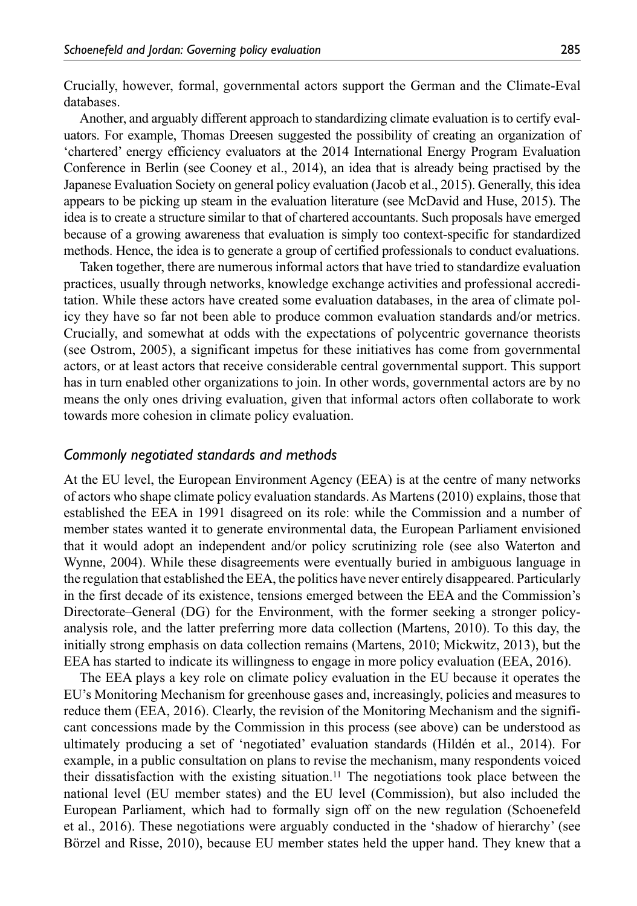Crucially, however, formal, governmental actors support the German and the Climate-Eval databases.

Another, and arguably different approach to standardizing climate evaluation is to certify evaluators. For example, Thomas Dreesen suggested the possibility of creating an organization of 'chartered' energy efficiency evaluators at the 2014 International Energy Program Evaluation Conference in Berlin (see Cooney et al., 2014), an idea that is already being practised by the Japanese Evaluation Society on general policy evaluation (Jacob et al., 2015). Generally, this idea appears to be picking up steam in the evaluation literature (see McDavid and Huse, 2015). The idea is to create a structure similar to that of chartered accountants. Such proposals have emerged because of a growing awareness that evaluation is simply too context-specific for standardized methods. Hence, the idea is to generate a group of certified professionals to conduct evaluations.

Taken together, there are numerous informal actors that have tried to standardize evaluation practices, usually through networks, knowledge exchange activities and professional accreditation. While these actors have created some evaluation databases, in the area of climate policy they have so far not been able to produce common evaluation standards and/or metrics. Crucially, and somewhat at odds with the expectations of polycentric governance theorists (see Ostrom, 2005), a significant impetus for these initiatives has come from governmental actors, or at least actors that receive considerable central governmental support. This support has in turn enabled other organizations to join. In other words, governmental actors are by no means the only ones driving evaluation, given that informal actors often collaborate to work towards more cohesion in climate policy evaluation.

### *Commonly negotiated standards and methods*

At the EU level, the European Environment Agency (EEA) is at the centre of many networks of actors who shape climate policy evaluation standards. As Martens (2010) explains, those that established the EEA in 1991 disagreed on its role: while the Commission and a number of member states wanted it to generate environmental data, the European Parliament envisioned that it would adopt an independent and/or policy scrutinizing role (see also Waterton and Wynne, 2004). While these disagreements were eventually buried in ambiguous language in the regulation that established the EEA, the politics have never entirely disappeared. Particularly in the first decade of its existence, tensions emerged between the EEA and the Commission's Directorate–General (DG) for the Environment, with the former seeking a stronger policy-analysis role, and the latter preferring more data collection (Martens, 2010). To this day, the initially strong emphasis on data collection remains (Martens, 2010; Mickwitz, 2013), but the EEA has started to indicate its willingness to engage in more policy evaluation (EEA, 2016).

The EEA plays a key role on climate policy evaluation in the EU because it operates the EU's Monitoring Mechanism for greenhouse gases and, increasingly, policies and measures to reduce them (EEA, 2016). Clearly, the revision of the Monitoring Mechanism and the significant concessions made by the Commission in this process (see above) can be understood as ultimately producing a set of 'negotiated' evaluation standards (Hildén et al., 2014). For example, in a public consultation on plans to revise the mechanism, many respondents voiced their dissatisfaction with the existing situation.[11] The negotiations took place between the national level (EU member states) and the EU level (Commission), but also included the European Parliament, which had to formally sign off on the new regulation (Schoenefeld et al., 2016). These negotiations were arguably conducted in the 'shadow of hierarchy' (see Börzel and Risse, 2010), because EU member states held the upper hand. They knew that a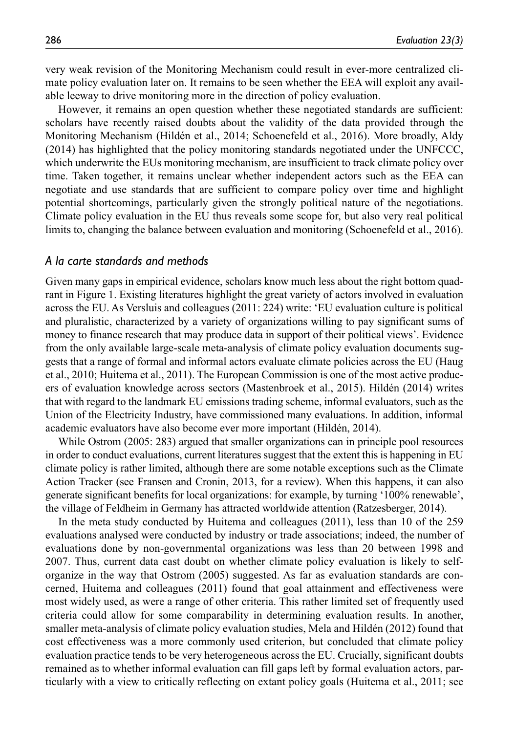very weak revision of the Monitoring Mechanism could result in ever-more centralized climate policy evaluation later on. It remains to be seen whether the EEA will exploit any available leeway to drive monitoring more in the direction of policy evaluation.

However, it remains an open question whether these negotiated standards are sufficient: scholars have recently raised doubts about the validity of the data provided through the Monitoring Mechanism (Hildén et al., 2014; Schoenefeld et al., 2016). More broadly, Aldy (2014) has highlighted that the policy monitoring standards negotiated under the UNFCCC, which underwrite the EUs monitoring mechanism, are insufficient to track climate policy over time. Taken together, it remains unclear whether independent actors such as the EEA can negotiate and use standards that are sufficient to compare policy over time and highlight potential shortcomings, particularly given the strongly political nature of the negotiations. Climate policy evaluation in the EU thus reveals some scope for, but also very real political limits to, changing the balance between evaluation and monitoring (Schoenefeld et al., 2016).

### *A la carte standards and methods*

Given many gaps in empirical evidence, scholars know much less about the right bottom quadrant in Figure 1. Existing literatures highlight the great variety of actors involved in evaluation across the EU. As Versluis and colleagues (2011: 224) write: 'EU evaluation culture is political and pluralistic, characterized by a variety of organizations willing to pay significant sums of money to finance research that may produce data in support of their political views'. Evidence from the only available large-scale meta-analysis of climate policy evaluation documents suggests that a range of formal and informal actors evaluate climate policies across the EU (Haug et al., 2010; Huitema et al., 2011). The European Commission is one of the most active producers of evaluation knowledge across sectors (Mastenbroek et al., 2015). Hildén (2014) writes that with regard to the landmark EU emissions trading scheme, informal evaluators, such as the Union of the Electricity Industry, have commissioned many evaluations. In addition, informal academic evaluators have also become ever more important (Hildén, 2014).

While Ostrom (2005: 283) argued that smaller organizations can in principle pool resources in order to conduct evaluations, current literatures suggest that the extent this is happening in EU climate policy is rather limited, although there are some notable exceptions such as the Climate Action Tracker (see Fransen and Cronin, 2013, for a review). When this happens, it can also generate significant benefits for local organizations: for example, by turning '100% renewable', the village of Feldheim in Germany has attracted worldwide attention (Ratzesberger, 2014).

In the meta study conducted by Huitema and colleagues (2011), less than 10 of the 259 evaluations analysed were conducted by industry or trade associations; indeed, the number of evaluations done by non-governmental organizations was less than 20 between 1998 and 2007. Thus, current data cast doubt on whether climate policy evaluation is likely to self-organize in the way that Ostrom (2005) suggested. As far as evaluation standards are concerned, Huitema and colleagues (2011) found that goal attainment and effectiveness were most widely used, as were a range of other criteria. This rather limited set of frequently used criteria could allow for some comparability in determining evaluation results. In another, smaller meta-analysis of climate policy evaluation studies, Mela and Hildén (2012) found that cost effectiveness was a more commonly used criterion, but concluded that climate policy evaluation practice tends to be very heterogeneous across the EU. Crucially, significant doubts remained as to whether informal evaluation can fill gaps left by formal evaluation actors, particularly with a view to critically reflecting on extant policy goals (Huitema et al., 2011; see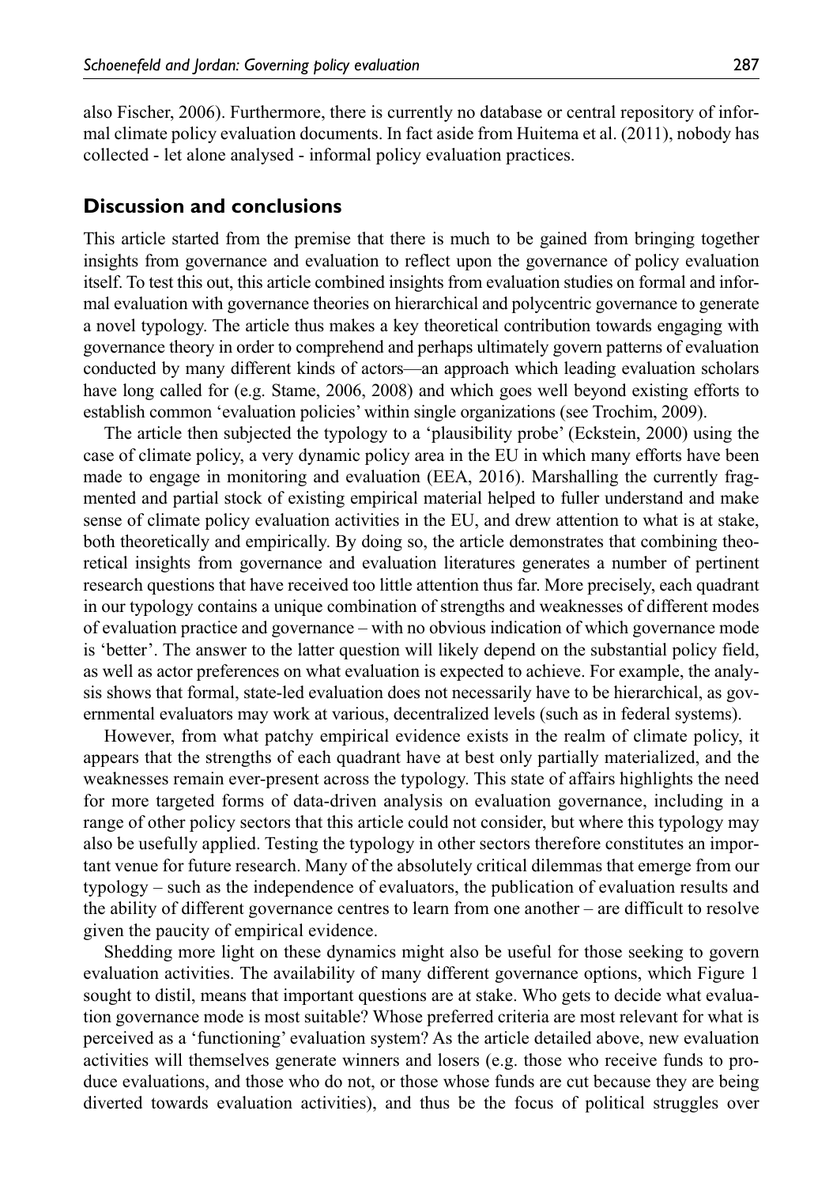also Fischer, 2006). Furthermore, there is currently no database or central repository of informal climate policy evaluation documents. In fact aside from Huitema et al. (2011), nobody has collected - let alone analysed - informal policy evaluation practices.

## Discussion and conclusions

This article started from the premise that there is much to be gained from bringing together insights from governance and evaluation to reflect upon the governance of policy evaluation itself. To test this out, this article combined insights from evaluation studies on formal and informal evaluation with governance theories on hierarchical and polycentric governance to generate a novel typology. The article thus makes a key theoretical contribution towards engaging with governance theory in order to comprehend and perhaps ultimately govern patterns of evaluation conducted by many different kinds of actors—an approach which leading evaluation scholars have long called for (e.g. Stame, 2006, 2008) and which goes well beyond existing efforts to establish common 'evaluation policies' within single organizations (see Trochim, 2009).

The article then subjected the typology to a 'plausibility probe' (Eckstein, 2000) using the case of climate policy, a very dynamic policy area in the EU in which many efforts have been made to engage in monitoring and evaluation (EEA, 2016). Marshalling the currently fragmented and partial stock of existing empirical material helped to fuller understand and make sense of climate policy evaluation activities in the EU, and drew attention to what is at stake, both theoretically and empirically. By doing so, the article demonstrates that combining theoretical insights from governance and evaluation literatures generates a number of pertinent research questions that have received too little attention thus far. More precisely, each quadrant in our typology contains a unique combination of strengths and weaknesses of different modes of evaluation practice and governance – with no obvious indication of which governance mode is 'better'. The answer to the latter question will likely depend on the substantial policy field, as well as actor preferences on what evaluation is expected to achieve. For example, the analysis shows that formal, state-led evaluation does not necessarily have to be hierarchical, as governmental evaluators may work at various, decentralized levels (such as in federal systems).

However, from what patchy empirical evidence exists in the realm of climate policy, it appears that the strengths of each quadrant have at best only partially materialized, and the weaknesses remain ever-present across the typology. This state of affairs highlights the need for more targeted forms of data-driven analysis on evaluation governance, including in a range of other policy sectors that this article could not consider, but where this typology may also be usefully applied. Testing the typology in other sectors therefore constitutes an important venue for future research. Many of the absolutely critical dilemmas that emerge from our typology – such as the independence of evaluators, the publication of evaluation results and the ability of different governance centres to learn from one another – are difficult to resolve given the paucity of empirical evidence.

Shedding more light on these dynamics might also be useful for those seeking to govern evaluation activities. The availability of many different governance options, which Figure 1 sought to distil, means that important questions are at stake. Who gets to decide what evaluation governance mode is most suitable? Whose preferred criteria are most relevant for what is perceived as a 'functioning' evaluation system? As the article detailed above, new evaluation activities will themselves generate winners and losers (e.g. those who receive funds to produce evaluations, and those who do not, or those whose funds are cut because they are being diverted towards evaluation activities), and thus be the focus of political struggles over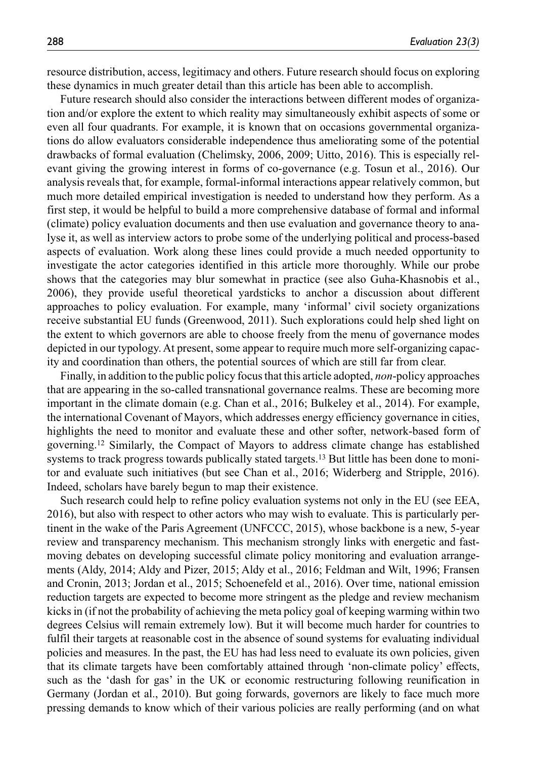resource distribution, access, legitimacy and others. Future research should focus on exploring these dynamics in much greater detail than this article has been able to accomplish.

Future research should also consider the interactions between different modes of organization and/or explore the extent to which reality may simultaneously exhibit aspects of some or even all four quadrants. For example, it is known that on occasions governmental organizations do allow evaluators considerable independence thus ameliorating some of the potential drawbacks of formal evaluation (Chelimsky, 2006, 2009; Uitto, 2016). This is especially relevant giving the growing interest in forms of co-governance (e.g. Tosun et al., 2016). Our analysis reveals that, for example, formal-informal interactions appear relatively common, but much more detailed empirical investigation is needed to understand how they perform. As a first step, it would be helpful to build a more comprehensive database of formal and informal (climate) policy evaluation documents and then use evaluation and governance theory to analyse it, as well as interview actors to probe some of the underlying political and process-based aspects of evaluation. Work along these lines could provide a much needed opportunity to investigate the actor categories identified in this article more thoroughly. While our probe shows that the categories may blur somewhat in practice (see also Guha-Khasnobis et al., 2006), they provide useful theoretical yardsticks to anchor a discussion about different approaches to policy evaluation. For example, many 'informal' civil society organizations receive substantial EU funds (Greenwood, 2011). Such explorations could help shed light on the extent to which governors are able to choose freely from the menu of governance modes depicted in our typology. At present, some appear to require much more self-organizing capacity and coordination than others, the potential sources of which are still far from clear.

Finally, in addition to the public policy focus that this article adopted, *non*-policy approaches that are appearing in the so-called transnational governance realms. These are becoming more important in the climate domain (e.g. Chan et al., 2016; Bulkeley et al., 2014). For example, the international Covenant of Mayors, which addresses energy efficiency governance in cities, highlights the need to monitor and evaluate these and other softer, network-based form of governing.[12] Similarly, the Compact of Mayors to address climate change has established systems to track progress towards publically stated targets.[13] But little has been done to monitor and evaluate such initiatives (but see Chan et al., 2016; Widerberg and Stripple, 2016). Indeed, scholars have barely begun to map their existence.

Such research could help to refine policy evaluation systems not only in the EU (see EEA, 2016), but also with respect to other actors who may wish to evaluate. This is particularly pertinent in the wake of the Paris Agreement (UNFCCC, 2015), whose backbone is a new, 5-year review and transparency mechanism. This mechanism strongly links with energetic and fast-moving debates on developing successful climate policy monitoring and evaluation arrangements (Aldy, 2014; Aldy and Pizer, 2015; Aldy et al., 2016; Feldman and Wilt, 1996; Fransen and Cronin, 2013; Jordan et al., 2015; Schoenefeld et al., 2016). Over time, national emission reduction targets are expected to become more stringent as the pledge and review mechanism kicks in (if not the probability of achieving the meta policy goal of keeping warming within two degrees Celsius will remain extremely low). But it will become much harder for countries to fulfil their targets at reasonable cost in the absence of sound systems for evaluating individual policies and measures. In the past, the EU has had less need to evaluate its own policies, given that its climate targets have been comfortably attained through 'non-climate policy' effects, such as the 'dash for gas' in the UK or economic restructuring following reunification in Germany (Jordan et al., 2010). But going forwards, governors are likely to face much more pressing demands to know which of their various policies are really performing (and on what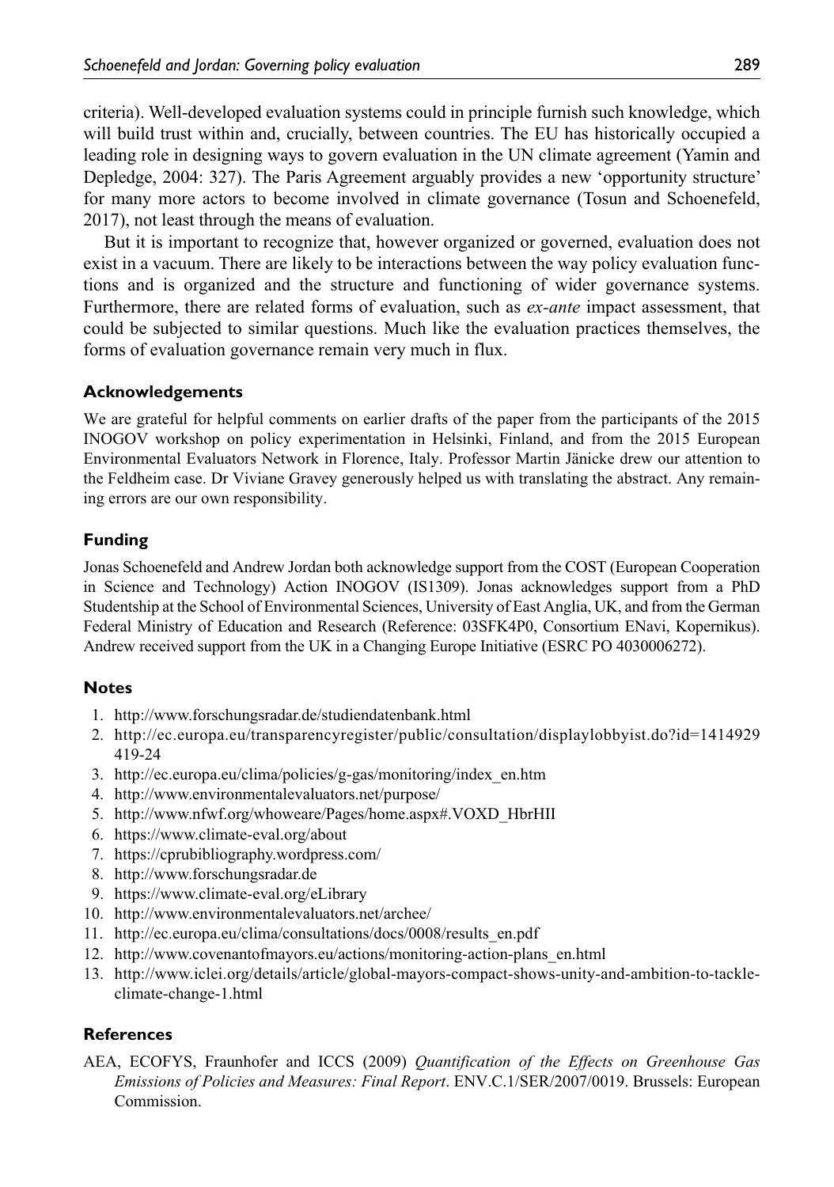criteria). Well-developed evaluation systems could in principle furnish such knowledge, which will build trust within and, crucially, between countries. The EU has historically occupied a leading role in designing ways to govern evaluation in the UN climate agreement (Yamin and Depledge, 2004: 327). The Paris Agreement arguably provides a new 'opportunity structure' for many more actors to become involved in climate governance (Tosun and Schoenefeld, 2017), not least through the means of evaluation.

But it is important to recognize that, however organized or governed, evaluation does not exist in a vacuum. There are likely to be interactions between the way policy evaluation functions and is organized and the structure and functioning of wider governance systems. Furthermore, there are related forms of evaluation, such as *ex-ante* impact assessment, that could be subjected to similar questions. Much like the evaluation practices themselves, the forms of evaluation governance remain very much in flux.

### Acknowledgements

We are grateful for helpful comments on earlier drafts of the paper from the participants of the 2015 INOGOV workshop on policy experimentation in Helsinki, Finland, and from the 2015 European Environmental Evaluators Network in Florence, Italy. Professor Martin Jänicke drew our attention to the Feldheim case. Dr Viviane Gravey generously helped us with translating the abstract. Any remaining errors are our own responsibility.

### Funding

Jonas Schoenefeld and Andrew Jordan both acknowledge support from the COST (European Cooperation in Science and Technology) Action INOGOV (IS1309). Jonas acknowledges support from a PhD Studentship at the School of Environmental Sciences, University of East Anglia, UK, and from the German Federal Ministry of Education and Research (Reference: 03SFK4P0, Consortium ENavi, Kopernikus). Andrew received support from the UK in a Changing Europe Initiative (ESRC PO 4030006272).

### Notes

1. http://www.forschungsradar.de/studiendatenbank.html
2. http://ec.europa.eu/transparencyregister/public/consultation/displaylobbyist.do?id=1414929419-24
3. http://ec.europa.eu/clima/policies/g-gas/monitoring/index_en.htm
4. http://www.environmentalevaluators.net/purpose/
5. http://www.nfwf.org/whoweare/Pages/home.aspx#.VOXD_HbrHII
6. https://www.climate-eval.org/about
7. https://cprubibliography.wordpress.com/
8. http://www.forschungsradar.de
9. https://www.climate-eval.org/eLibrary
10. http://www.environmentalevaluators.net/archee/
11. http://ec.europa.eu/clima/consultations/docs/0008/results_en.pdf
12. http://www.covenantofmayors.eu/actions/monitoring-action-plans_en.html
13. http://www.iclei.org/details/article/global-mayors-compact-shows-unity-and-ambition-to-tackle-climate-change-1.html

### References

AEA, ECOFYS, Fraunhofer and ICCS (2009) *Quantification of the Effects on Greenhouse Gas Emissions of Policies and Measures: Final Report*. ENV.C.1/SER/2007/0019. Brussels: European Commission.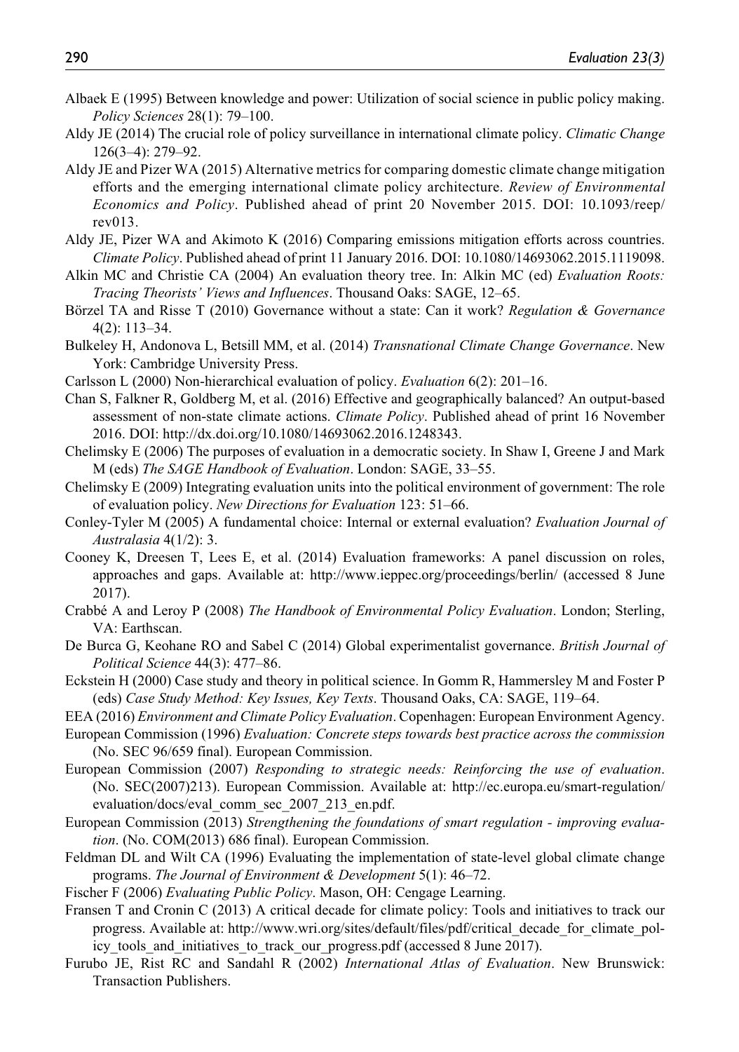Albaek E (1995) Between knowledge and power: Utilization of social science in public policy making. *Policy Sciences* 28(1): 79–100.

Aldy JE (2014) The crucial role of policy surveillance in international climate policy. *Climatic Change* 126(3–4): 279–92.

Aldy JE and Pizer WA (2015) Alternative metrics for comparing domestic climate change mitigation efforts and the emerging international climate policy architecture. *Review of Environmental Economics and Policy*. Published ahead of print 20 November 2015. DOI: 10.1093/reep/rev013.

Aldy JE, Pizer WA and Akimoto K (2016) Comparing emissions mitigation efforts across countries. *Climate Policy*. Published ahead of print 11 January 2016. DOI: 10.1080/14693062.2015.1119098.

Alkin MC and Christie CA (2004) An evaluation theory tree. In: Alkin MC (ed) *Evaluation Roots: Tracing Theorists' Views and Influences*. Thousand Oaks: SAGE, 12–65.

Börzel TA and Risse T (2010) Governance without a state: Can it work? *Regulation & Governance* 4(2): 113–34.

Bulkeley H, Andonova L, Betsill MM, et al. (2014) *Transnational Climate Change Governance*. New York: Cambridge University Press.

Carlsson L (2000) Non-hierarchical evaluation of policy. *Evaluation* 6(2): 201–16.

Chan S, Falkner R, Goldberg M, et al. (2016) Effective and geographically balanced? An output-based assessment of non-state climate actions. *Climate Policy*. Published ahead of print 16 November 2016. DOI: http://dx.doi.org/10.1080/14693062.2016.1248343.

Chelimsky E (2006) The purposes of evaluation in a democratic society. In Shaw I, Greene J and Mark M (eds) *The SAGE Handbook of Evaluation*. London: SAGE, 33–55.

Chelimsky E (2009) Integrating evaluation units into the political environment of government: The role of evaluation policy. *New Directions for Evaluation* 123: 51–66.

Conley-Tyler M (2005) A fundamental choice: Internal or external evaluation? *Evaluation Journal of Australasia* 4(1/2): 3.

Cooney K, Dreesen T, Lees E, et al. (2014) Evaluation frameworks: A panel discussion on roles, approaches and gaps. Available at: http://www.ieppec.org/proceedings/berlin/ (accessed 8 June 2017).

Crabbé A and Leroy P (2008) *The Handbook of Environmental Policy Evaluation*. London; Sterling, VA: Earthscan.

De Burca G, Keohane RO and Sabel C (2014) Global experimentalist governance. *British Journal of Political Science* 44(3): 477–86.

Eckstein H (2000) Case study and theory in political science. In Gomm R, Hammersley M and Foster P (eds) *Case Study Method: Key Issues, Key Texts*. Thousand Oaks, CA: SAGE, 119–64.

EEA (2016) *Environment and Climate Policy Evaluation*. Copenhagen: European Environment Agency.

European Commission (1996) *Evaluation: Concrete steps towards best practice across the commission* (No. SEC 96/659 final). European Commission.

European Commission (2007) *Responding to strategic needs: Reinforcing the use of evaluation*. (No. SEC(2007)213). European Commission. Available at: http://ec.europa.eu/smart-regulation/evaluation/docs/eval_comm_sec_2007_213_en.pdf.

European Commission (2013) *Strengthening the foundations of smart regulation - improving evaluation*. (No. COM(2013) 686 final). European Commission.

Feldman DL and Wilt CA (1996) Evaluating the implementation of state-level global climate change programs. *The Journal of Environment & Development* 5(1): 46–72.

Fischer F (2006) *Evaluating Public Policy*. Mason, OH: Cengage Learning.

Fransen T and Cronin C (2013) A critical decade for climate policy: Tools and initiatives to track our progress. Available at: http://www.wri.org/sites/default/files/pdf/critical_decade_for_climate_policy_tools_and_initiatives_to_track_our_progress.pdf (accessed 8 June 2017).

Furubo JE, Rist RC and Sandahl R (2002) *International Atlas of Evaluation*. New Brunswick: Transaction Publishers.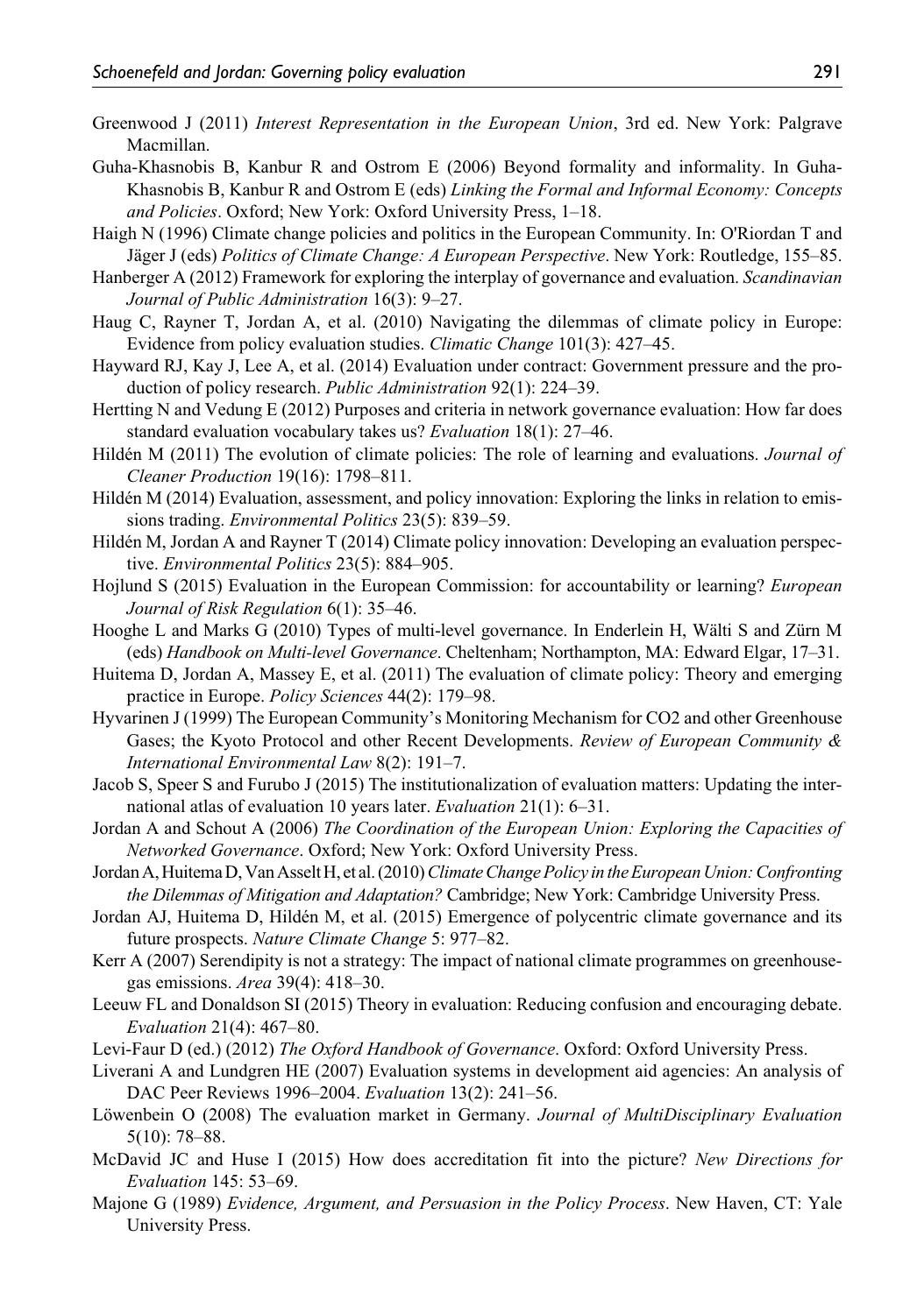Greenwood J (2011) *Interest Representation in the European Union*, 3rd ed. New York: Palgrave Macmillan.

Guha-Khasnobis B, Kanbur R and Ostrom E (2006) Beyond formality and informality. In Guha-Khasnobis B, Kanbur R and Ostrom E (eds) *Linking the Formal and Informal Economy: Concepts and Policies*. Oxford; New York: Oxford University Press, 1–18.

Haigh N (1996) Climate change policies and politics in the European Community. In: O'Riordan T and Jäger J (eds) *Politics of Climate Change: A European Perspective*. New York: Routledge, 155–85.

Hanberger A (2012) Framework for exploring the interplay of governance and evaluation. *Scandinavian Journal of Public Administration* 16(3): 9–27.

Haug C, Rayner T, Jordan A, et al. (2010) Navigating the dilemmas of climate policy in Europe: Evidence from policy evaluation studies. *Climatic Change* 101(3): 427–45.

Hayward RJ, Kay J, Lee A, et al. (2014) Evaluation under contract: Government pressure and the production of policy research. *Public Administration* 92(1): 224–39.

Hertting N and Vedung E (2012) Purposes and criteria in network governance evaluation: How far does standard evaluation vocabulary takes us? *Evaluation* 18(1): 27–46.

Hildén M (2011) The evolution of climate policies: The role of learning and evaluations. *Journal of Cleaner Production* 19(16): 1798–811.

Hildén M (2014) Evaluation, assessment, and policy innovation: Exploring the links in relation to emissions trading. *Environmental Politics* 23(5): 839–59.

Hildén M, Jordan A and Rayner T (2014) Climate policy innovation: Developing an evaluation perspective. *Environmental Politics* 23(5): 884–905.

Hojlund S (2015) Evaluation in the European Commission: for accountability or learning? *European Journal of Risk Regulation* 6(1): 35–46.

Hooghe L and Marks G (2010) Types of multi-level governance. In Enderlein H, Wälti S and Zürn M (eds) *Handbook on Multi-level Governance*. Cheltenham; Northampton, MA: Edward Elgar, 17–31.

Huitema D, Jordan A, Massey E, et al. (2011) The evaluation of climate policy: Theory and emerging practice in Europe. *Policy Sciences* 44(2): 179–98.

Hyvarinen J (1999) The European Community's Monitoring Mechanism for CO2 and other Greenhouse Gases; the Kyoto Protocol and other Recent Developments. *Review of European Community & International Environmental Law* 8(2): 191–7.

Jacob S, Speer S and Furubo J (2015) The institutionalization of evaluation matters: Updating the international atlas of evaluation 10 years later. *Evaluation* 21(1): 6–31.

Jordan A and Schout A (2006) *The Coordination of the European Union: Exploring the Capacities of Networked Governance*. Oxford; New York: Oxford University Press.

Jordan A, Huitema D, Van Asselt H, et al. (2010) *Climate Change Policy in the European Union: Confronting the Dilemmas of Mitigation and Adaptation?* Cambridge; New York: Cambridge University Press.

Jordan AJ, Huitema D, Hildén M, et al. (2015) Emergence of polycentric climate governance and its future prospects. *Nature Climate Change* 5: 977–82.

Kerr A (2007) Serendipity is not a strategy: The impact of national climate programmes on greenhouse-gas emissions. *Area* 39(4): 418–30.

Leeuw FL and Donaldson SI (2015) Theory in evaluation: Reducing confusion and encouraging debate. *Evaluation* 21(4): 467–80.

Levi-Faur D (ed.) (2012) *The Oxford Handbook of Governance*. Oxford: Oxford University Press.

Liverani A and Lundgren HE (2007) Evaluation systems in development aid agencies: An analysis of DAC Peer Reviews 1996–2004. *Evaluation* 13(2): 241–56.

Löwenbein O (2008) The evaluation market in Germany. *Journal of MultiDisciplinary Evaluation* 5(10): 78–88.

McDavid JC and Huse I (2015) How does accreditation fit into the picture? *New Directions for Evaluation* 145: 53–69.

Majone G (1989) *Evidence, Argument, and Persuasion in the Policy Process*. New Haven, CT: Yale University Press.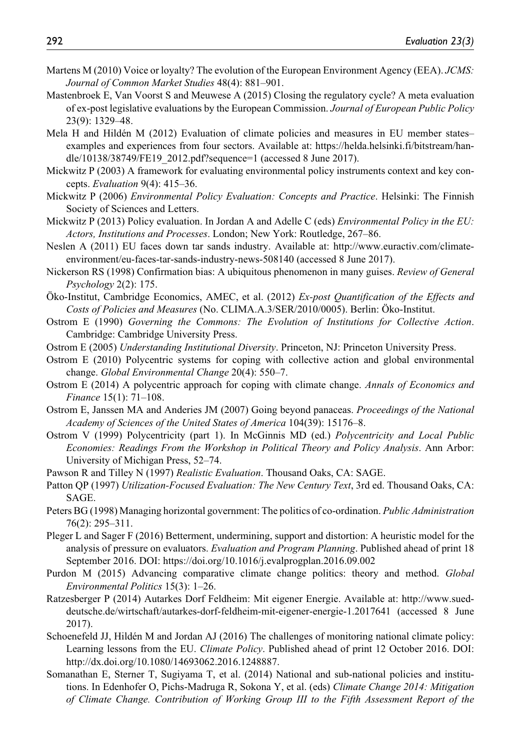Martens M (2010) Voice or loyalty? The evolution of the European Environment Agency (EEA). *JCMS: Journal of Common Market Studies* 48(4): 881–901.

Mastenbroek E, Van Voorst S and Meuwese A (2015) Closing the regulatory cycle? A meta evaluation of ex-post legislative evaluations by the European Commission. *Journal of European Public Policy* 23(9): 1329–48.

Mela H and Hildén M (2012) Evaluation of climate policies and measures in EU member states–examples and experiences from four sectors. Available at: https://helda.helsinki.fi/bitstream/handle/10138/38749/FE19_2012.pdf?sequence=1 (accessed 8 June 2017).

Mickwitz P (2003) A framework for evaluating environmental policy instruments context and key concepts. *Evaluation* 9(4): 415–36.

Mickwitz P (2006) *Environmental Policy Evaluation: Concepts and Practice*. Helsinki: The Finnish Society of Sciences and Letters.

Mickwitz P (2013) Policy evaluation. In Jordan A and Adelle C (eds) *Environmental Policy in the EU: Actors, Institutions and Processes*. London; New York: Routledge, 267–86.

Neslen A (2011) EU faces down tar sands industry. Available at: http://www.euractiv.com/climate-environment/eu-faces-tar-sands-industry-news-508140 (accessed 8 June 2017).

Nickerson RS (1998) Confirmation bias: A ubiquitous phenomenon in many guises. *Review of General Psychology* 2(2): 175.

Öko-Institut, Cambridge Economics, AMEC, et al. (2012) *Ex-post Quantification of the Effects and Costs of Policies and Measures* (No. CLIMA.A.3/SER/2010/0005). Berlin: Öko-Institut.

Ostrom E (1990) *Governing the Commons: The Evolution of Institutions for Collective Action*. Cambridge: Cambridge University Press.

Ostrom E (2005) *Understanding Institutional Diversity*. Princeton, NJ: Princeton University Press.

Ostrom E (2010) Polycentric systems for coping with collective action and global environmental change. *Global Environmental Change* 20(4): 550–7.

Ostrom E (2014) A polycentric approach for coping with climate change. *Annals of Economics and Finance* 15(1): 71–108.

Ostrom E, Janssen MA and Anderies JM (2007) Going beyond panaceas. *Proceedings of the National Academy of Sciences of the United States of America* 104(39): 15176–8.

Ostrom V (1999) Polycentricity (part 1). In McGinnis MD (ed.) *Polycentricity and Local Public Economies: Readings From the Workshop in Political Theory and Policy Analysis*. Ann Arbor: University of Michigan Press, 52–74.

Pawson R and Tilley N (1997) *Realistic Evaluation*. Thousand Oaks, CA: SAGE.

Patton QP (1997) *Utilization-Focused Evaluation: The New Century Text*, 3rd ed. Thousand Oaks, CA: SAGE.

Peters BG (1998) Managing horizontal government: The politics of co-ordination. *Public Administration* 76(2): 295–311.

Pleger L and Sager F (2016) Betterment, undermining, support and distortion: A heuristic model for the analysis of pressure on evaluators. *Evaluation and Program Planning*. Published ahead of print 18 September 2016. DOI: https://doi.org/10.1016/j.evalprogplan.2016.09.002

Purdon M (2015) Advancing comparative climate change politics: theory and method. *Global Environmental Politics* 15(3): 1–26.

Ratzesberger P (2014) Autarkes Dorf Feldheim: Mit eigener Energie. Available at: http://www.sueddeutsche.de/wirtschaft/autarkes-dorf-feldheim-mit-eigener-energie-1.2017641 (accessed 8 June 2017).

Schoenefeld JJ, Hildén M and Jordan AJ (2016) The challenges of monitoring national climate policy: Learning lessons from the EU. *Climate Policy*. Published ahead of print 12 October 2016. DOI: http://dx.doi.org/10.1080/14693062.2016.1248887.

Somanathan E, Sterner T, Sugiyama T, et al. (2014) National and sub-national policies and institutions. In Edenhofer O, Pichs-Madruga R, Sokona Y, et al. (eds) *Climate Change 2014: Mitigation of Climate Change. Contribution of Working Group III to the Fifth Assessment Report of the*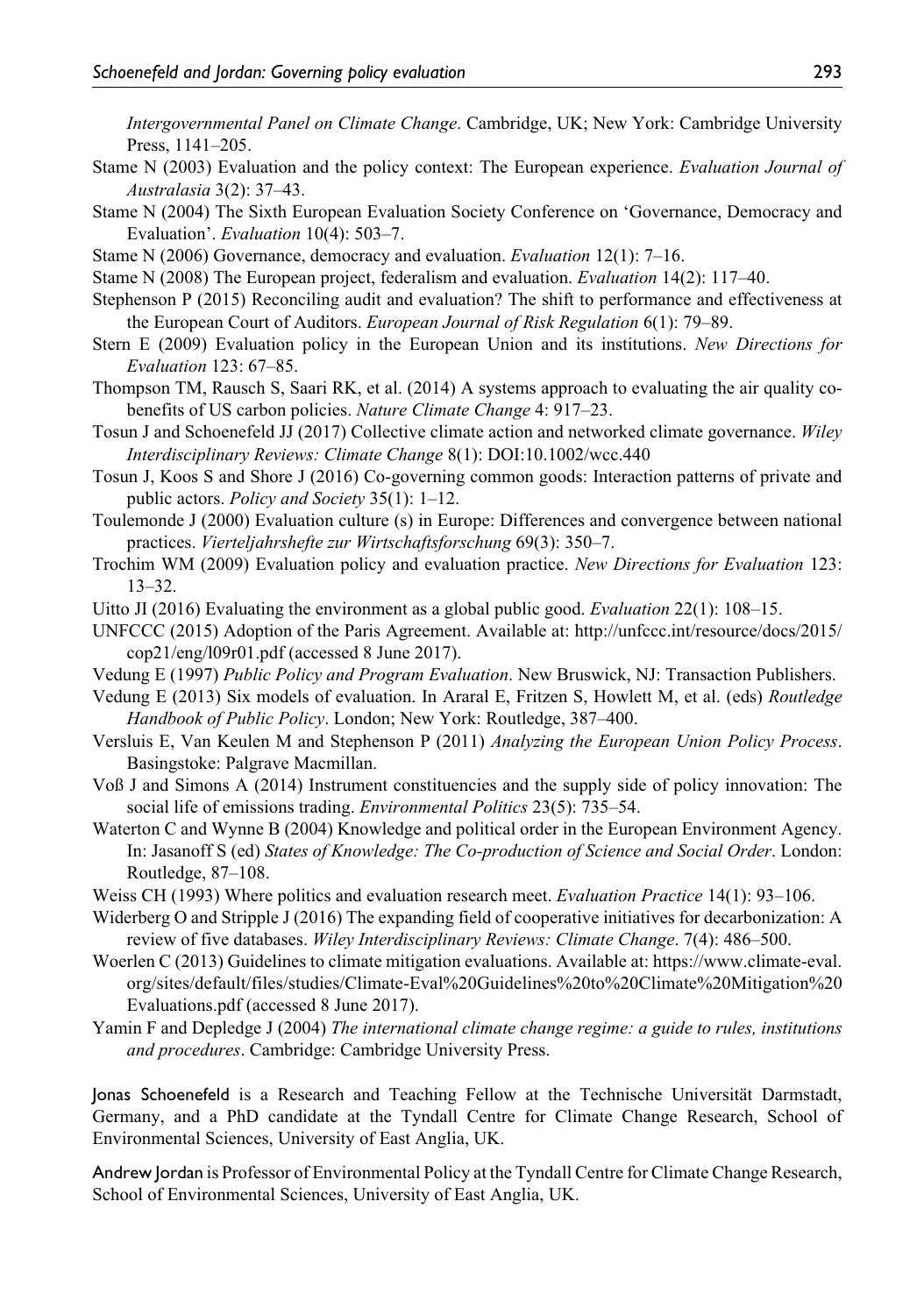*Intergovernmental Panel on Climate Change*. Cambridge, UK; New York: Cambridge University Press, 1141–205.

Stame N (2003) Evaluation and the policy context: The European experience. *Evaluation Journal of Australasia* 3(2): 37–43.

Stame N (2004) The Sixth European Evaluation Society Conference on 'Governance, Democracy and Evaluation'. *Evaluation* 10(4): 503–7.

Stame N (2006) Governance, democracy and evaluation. *Evaluation* 12(1): 7–16.

Stame N (2008) The European project, federalism and evaluation. *Evaluation* 14(2): 117–40.

Stephenson P (2015) Reconciling audit and evaluation? The shift to performance and effectiveness at the European Court of Auditors. *European Journal of Risk Regulation* 6(1): 79–89.

Stern E (2009) Evaluation policy in the European Union and its institutions. *New Directions for Evaluation* 123: 67–85.

Thompson TM, Rausch S, Saari RK, et al. (2014) A systems approach to evaluating the air quality co-benefits of US carbon policies. *Nature Climate Change* 4: 917–23.

Tosun J and Schoenefeld JJ (2017) Collective climate action and networked climate governance. *Wiley Interdisciplinary Reviews: Climate Change* 8(1): DOI:10.1002/wcc.440

Tosun J, Koos S and Shore J (2016) Co-governing common goods: Interaction patterns of private and public actors. *Policy and Society* 35(1): 1–12.

Toulemonde J (2000) Evaluation culture (s) in Europe: Differences and convergence between national practices. *Vierteljahrshefte zur Wirtschaftsforschung* 69(3): 350–7.

Trochim WM (2009) Evaluation policy and evaluation practice. *New Directions for Evaluation* 123: 13–32.

Uitto JI (2016) Evaluating the environment as a global public good. *Evaluation* 22(1): 108–15.

UNFCCC (2015) Adoption of the Paris Agreement. Available at: http://unfccc.int/resource/docs/2015/cop21/eng/l09r01.pdf (accessed 8 June 2017).

Vedung E (1997) *Public Policy and Program Evaluation*. New Bruswick, NJ: Transaction Publishers.

Vedung E (2013) Six models of evaluation. In Araral E, Fritzen S, Howlett M, et al. (eds) *Routledge Handbook of Public Policy*. London; New York: Routledge, 387–400.

Versluis E, Van Keulen M and Stephenson P (2011) *Analyzing the European Union Policy Process*. Basingstoke: Palgrave Macmillan.

Voß J and Simons A (2014) Instrument constituencies and the supply side of policy innovation: The social life of emissions trading. *Environmental Politics* 23(5): 735–54.

Waterton C and Wynne B (2004) Knowledge and political order in the European Environment Agency. In: Jasanoff S (ed) *States of Knowledge: The Co-production of Science and Social Order*. London: Routledge, 87–108.

Weiss CH (1993) Where politics and evaluation research meet. *Evaluation Practice* 14(1): 93–106.

Widerberg O and Stripple J (2016) The expanding field of cooperative initiatives for decarbonization: A review of five databases. *Wiley Interdisciplinary Reviews: Climate Change*. 7(4): 486–500.

Woerlen C (2013) Guidelines to climate mitigation evaluations. Available at: https://www.climate-eval.org/sites/default/files/studies/Climate-Eval%20Guidelines%20to%20Climate%20Mitigation%20Evaluations.pdf (accessed 8 June 2017).

Yamin F and Depledge J (2004) *The international climate change regime: a guide to rules, institutions and procedures*. Cambridge: Cambridge University Press.

**Jonas Schoenefeld** is a Research and Teaching Fellow at the Technische Universität Darmstadt, Germany, and a PhD candidate at the Tyndall Centre for Climate Change Research, School of Environmental Sciences, University of East Anglia, UK.

**Andrew Jordan** is Professor of Environmental Policy at the Tyndall Centre for Climate Change Research, School of Environmental Sciences, University of East Anglia, UK.